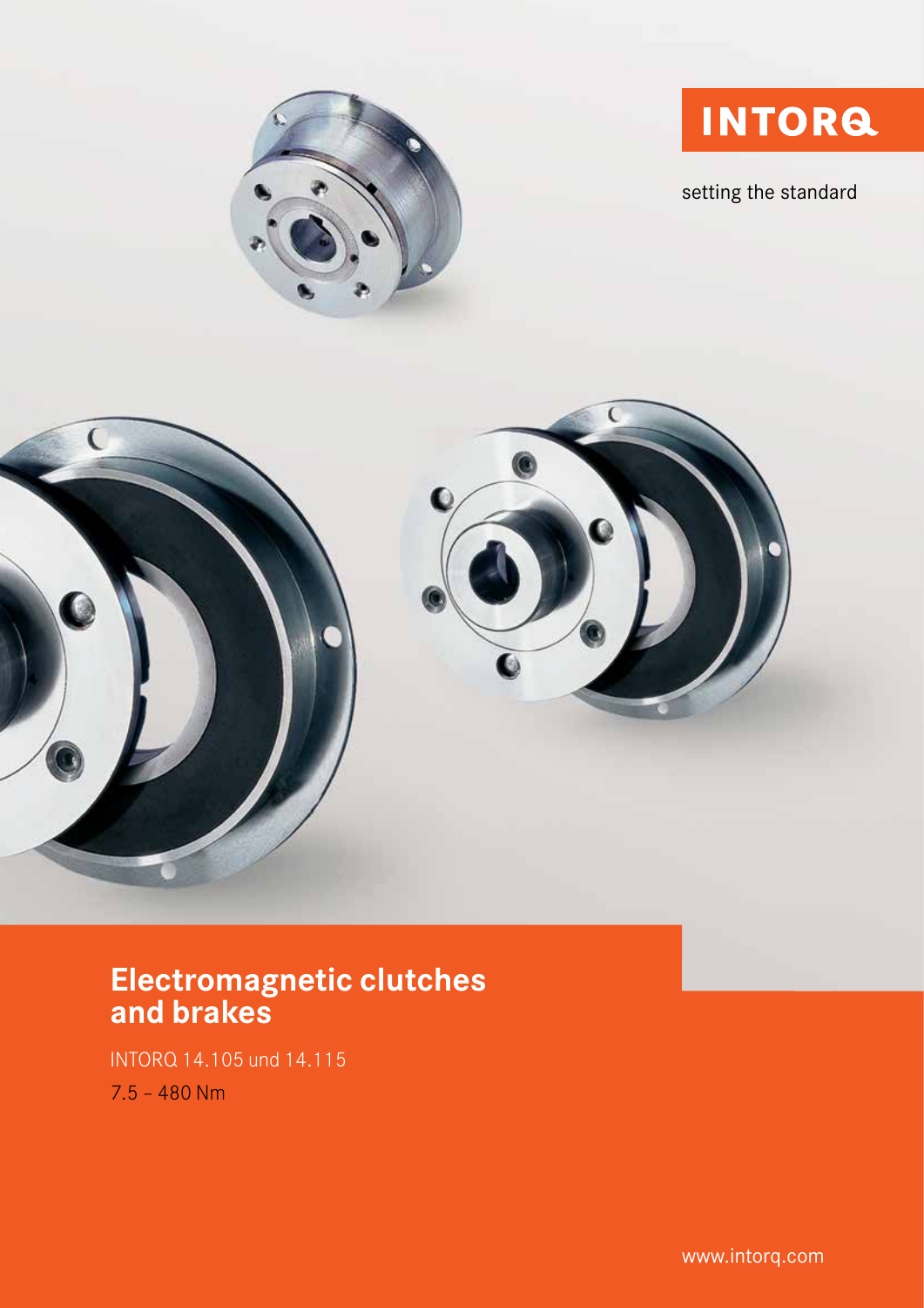INTORQ

setting the standard

# Electromagnetic clutches and brakes

INTORQ 14.105 und 14.115

7.5 – 480 Nm

www.intorq.com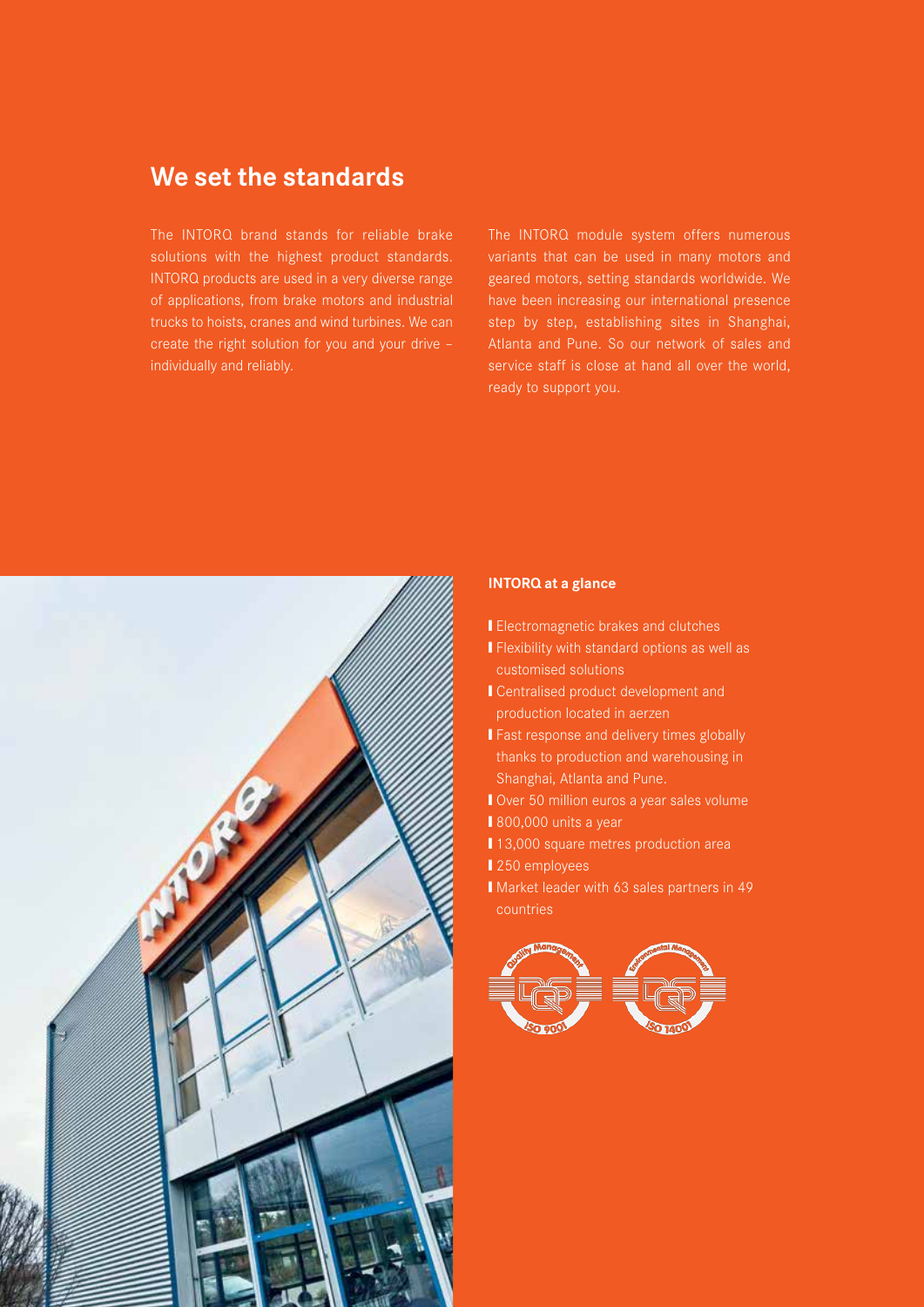## We set the standards

The INTORQ brand stands for reliable brake solutions with the highest product standards. INTORQ products are used in a very diverse range of applications, from brake motors and industrial trucks to hoists, cranes and wind turbines. We can create the right solution for you and your drive – individually and reliably.

The INTORQ module system offers numerous variants that can be used in many motors and geared motors, setting standards worldwide. We have been increasing our international presence step by step, establishing sites in Shanghai, Atlanta and Pune. So our network of sales and service staff is close at hand all over the world, ready to support you.

**INTORQ at a glance**

- Electromagnetic brakes and clutches
- Flexibility with standard options as well as customised solutions
- Centralised product development and production located in aerzen
- Fast response and delivery times globally thanks to production and warehousing in Shanghai, Atlanta and Pune.
- Over 50 million euros a year sales volume
- 800,000 units a year
- 13,000 square metres production area
- 250 employees
- Market leader with 63 sales partners in 49 countries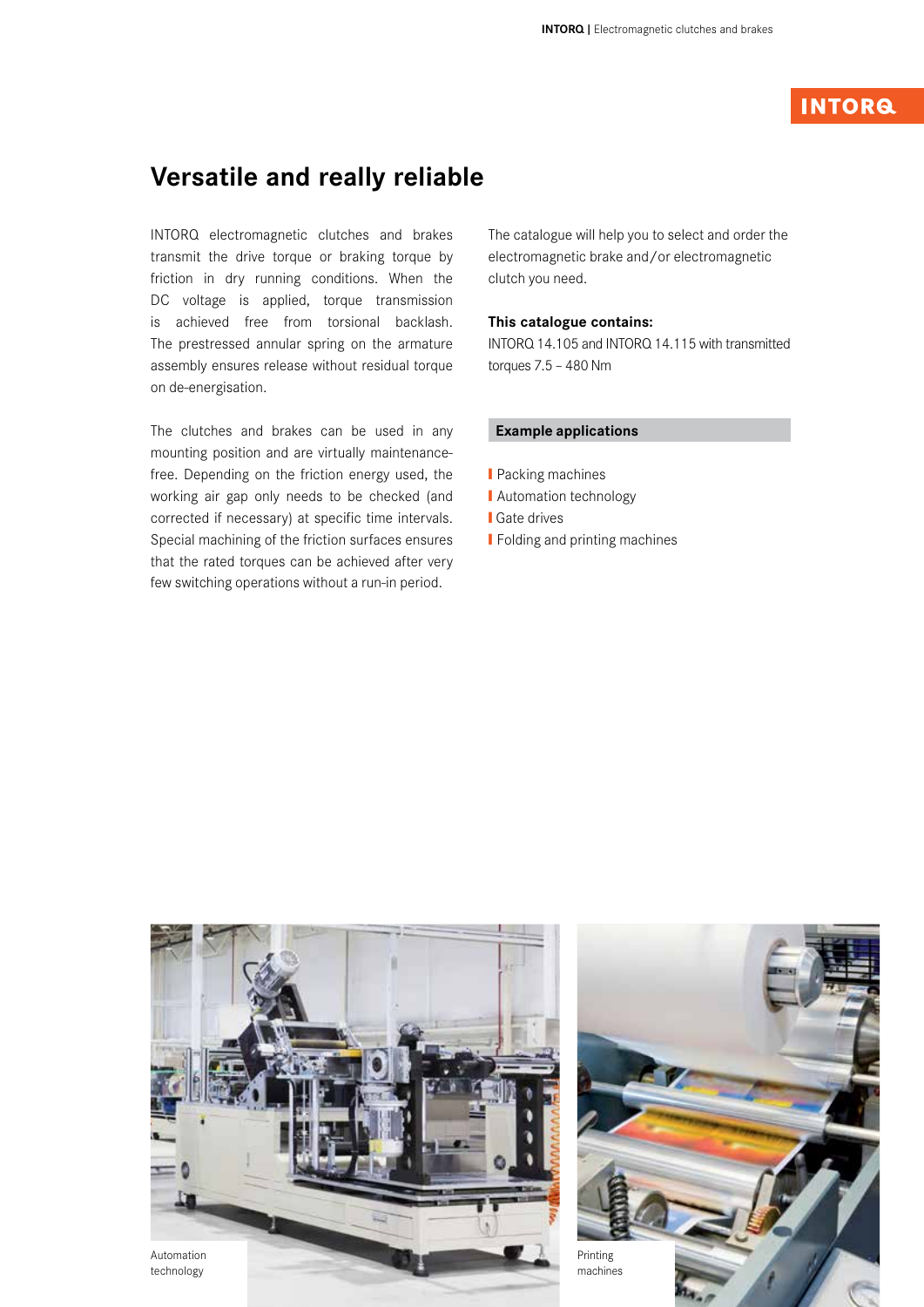## Versatile and really reliable

INTORQ electromagnetic clutches and brakes transmit the drive torque or braking torque by friction in dry running conditions. When the DC voltage is applied, torque transmission is achieved free from torsional backlash. The prestressed annular spring on the armature assembly ensures release without residual torque on de-energisation.

The clutches and brakes can be used in any mounting position and are virtually maintenance-free. Depending on the friction energy used, the working air gap only needs to be checked (and corrected if necessary) at specific time intervals. Special machining of the friction surfaces ensures that the rated torques can be achieved after very few switching operations without a run-in period.

The catalogue will help you to select and order the electromagnetic brake and/or electromagnetic clutch you need.

**This catalogue contains:**
INTORQ 14.105 and INTORQ 14.115 with transmitted torques 7.5 – 480 Nm

**Example applications**

- Packing machines
- Automation technology
- Gate drives
- Folding and printing machines

Automation technology

Printing machines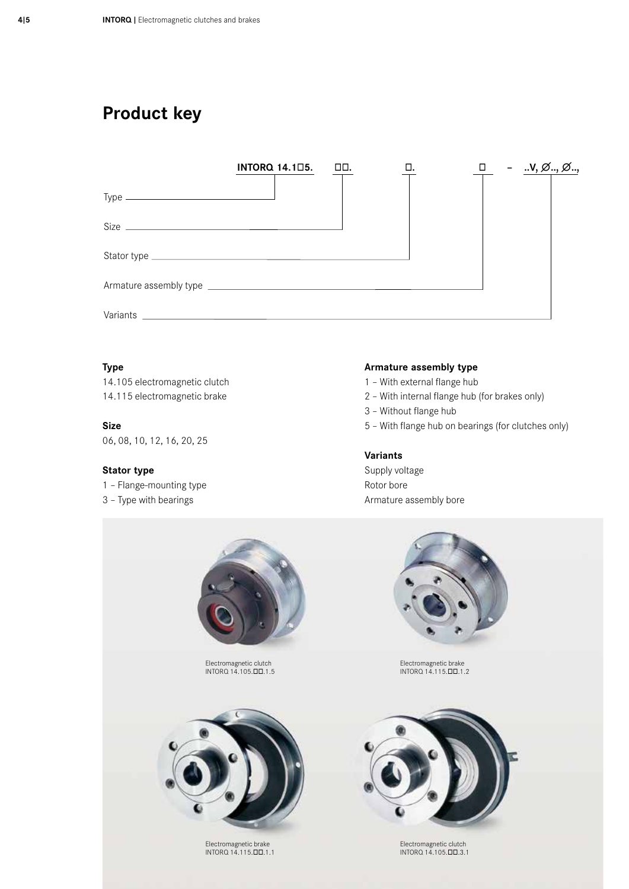# Product key

INTORQ 14.1□5. □□. □. □ – ..V, ∅.., ∅..,

- Type
- Size
- Stator type
- Armature assembly type
- Variants

**Type**

14.105 electromagnetic clutch
14.115 electromagnetic brake

**Size**

06, 08, 10, 12, 16, 20, 25

**Stator type**

1 – Flange-mounting type
3 – Type with bearings

**Armature assembly type**

1 – With external flange hub
2 – With internal flange hub (for brakes only)
3 – Without flange hub
5 – With flange hub on bearings (for clutches only)

**Variants**

Supply voltage
Rotor bore
Armature assembly bore

Electromagnetic clutch
INTORQ 14.105.□□.1.5

Electromagnetic brake
INTORQ 14.115.□□.1.2

Electromagnetic brake
INTORQ 14.115.□□.1.1

Electromagnetic clutch
INTORQ 14.105.□□.3.1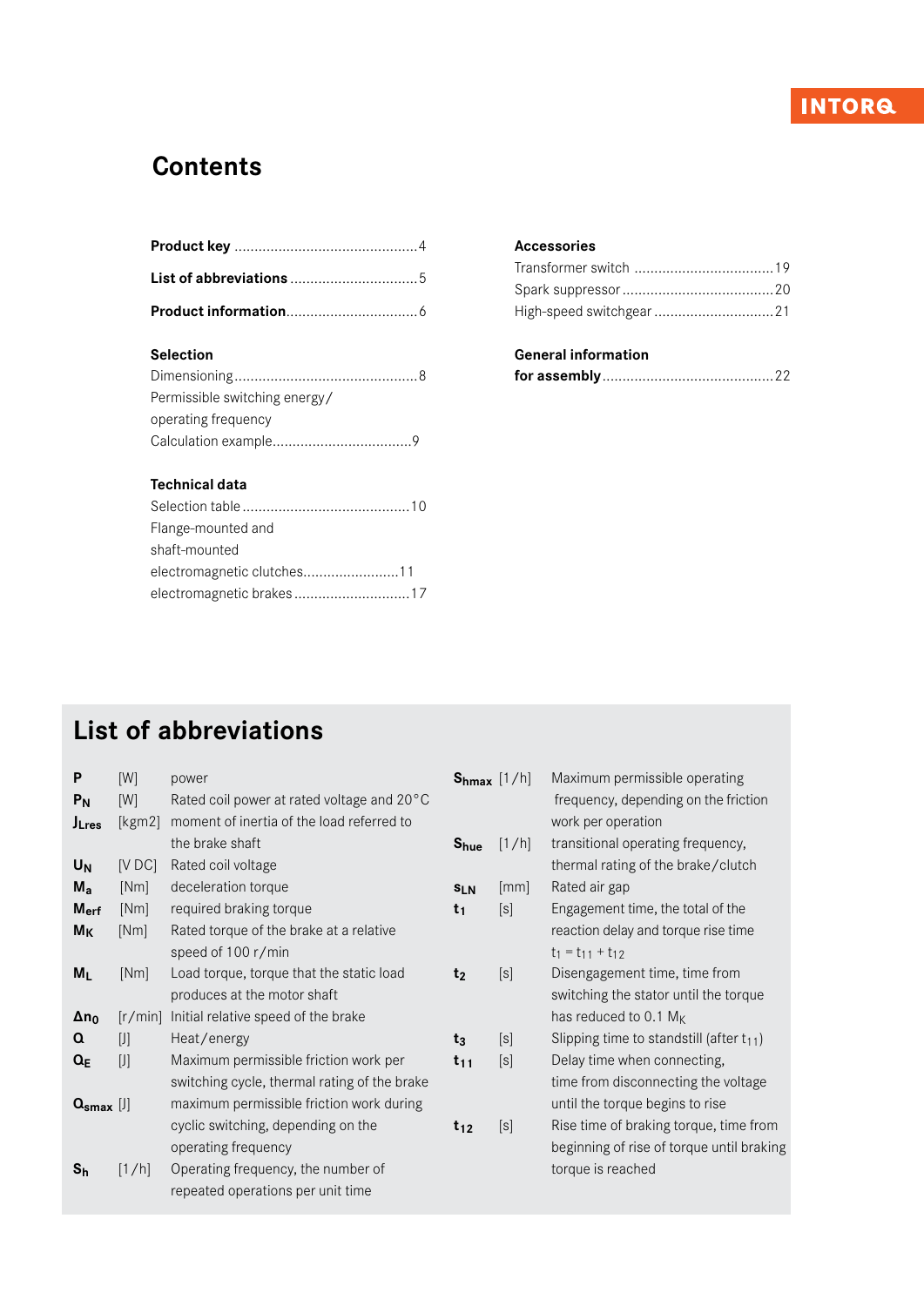# Contents

**Product key** .............................................4

**List of abbreviations** ................................5

**Product information**.................................6

**Selection**

Dimensioning.............................................8

Permissible switching energy/

operating frequency

Calculation example..................................9

**Technical data**

Selection table..........................................10

Flange-mounted and

shaft-mounted

electromagnetic clutches........................11

electromagnetic brakes.............................17

**Accessories**

Transformer switch ..................................19

Spark suppressor......................................20

High-speed switchgear ..............................21

**General information**

**for assembly**..........................................22

# List of abbreviations

| Symbol | Unit | Description |
|---|---|---|
| **P** | [W] | power |
| **$P_N$** | [W] | Rated coil power at rated voltage and 20°C |
| **$J_{Lres}$** | [kgm2] | moment of inertia of the load referred to the brake shaft |
| **$U_N$** | [V DC] | Rated coil voltage |
| **$M_a$** | [Nm] | deceleration torque |
| **$M_{erf}$** | [Nm] | required braking torque |
| **$M_K$** | [Nm] | Rated torque of the brake at a relative speed of 100 r/min |
| **$M_L$** | [Nm] | Load torque, torque that the static load produces at the motor shaft |
| **$\Delta n_0$** | [r/min] | Initial relative speed of the brake |
| **Q** | [J] | Heat/energy |
| **$Q_E$** | [J] | Maximum permissible friction work per switching cycle, thermal rating of the brake |
| **$Q_{smax}$** | [J] | maximum permissible friction work during cyclic switching, depending on the operating frequency |
| **$S_h$** | [1/h] | Operating frequency, the number of repeated operations per unit time |
| **$S_{hmax}$** | [1/h] | Maximum permissible operating frequency, depending on the friction work per operation |
| **$S_{hue}$** | [1/h] | transitional operating frequency, thermal rating of the brake/clutch |
| **$s_{LN}$** | [mm] | Rated air gap |
| **$t_1$** | [s] | Engagement time, the total of the reaction delay and torque rise time $t_1 = t_{11} + t_{12}$ |
| **$t_2$** | [s] | Disengagement time, time from switching the stator until the torque has reduced to 0.1 $M_K$ |
| **$t_3$** | [s] | Slipping time to standstill (after $t_{11}$) |
| **$t_{11}$** | [s] | Delay time when connecting, time from disconnecting the voltage until the torque begins to rise |
| **$t_{12}$** | [s] | Rise time of braking torque, time from beginning of rise of torque until braking torque is reached |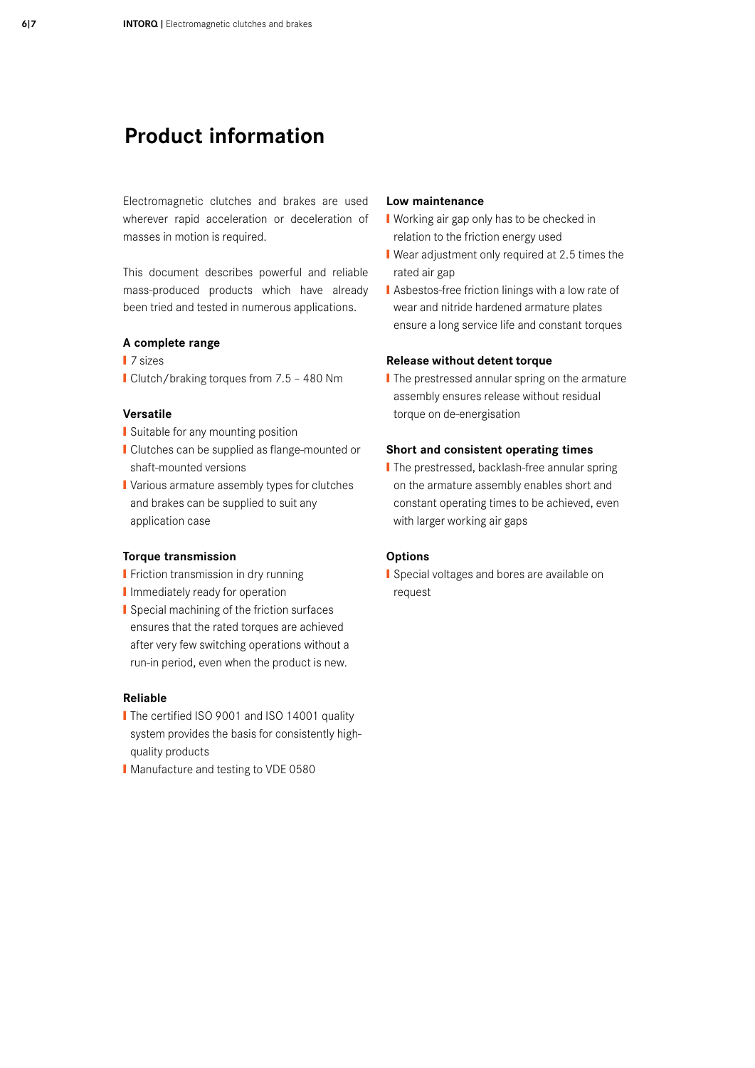# Product information

Electromagnetic clutches and brakes are used wherever rapid acceleration or deceleration of masses in motion is required.

This document describes powerful and reliable mass-produced products which have already been tried and tested in numerous applications.

### A complete range

- 7 sizes
- Clutch/braking torques from 7.5 – 480 Nm

### Versatile

- Suitable for any mounting position
- Clutches can be supplied as flange-mounted or shaft-mounted versions
- Various armature assembly types for clutches and brakes can be supplied to suit any application case

### Torque transmission

- Friction transmission in dry running
- Immediately ready for operation
- Special machining of the friction surfaces ensures that the rated torques are achieved after very few switching operations without a run-in period, even when the product is new.

### Reliable

- The certified ISO 9001 and ISO 14001 quality system provides the basis for consistently high-quality products
- Manufacture and testing to VDE 0580

### Low maintenance

- Working air gap only has to be checked in relation to the friction energy used
- Wear adjustment only required at 2.5 times the rated air gap
- Asbestos-free friction linings with a low rate of wear and nitride hardened armature plates ensure a long service life and constant torques

### Release without detent torque

- The prestressed annular spring on the armature assembly ensures release without residual torque on de-energisation

### Short and consistent operating times

- The prestressed, backlash-free annular spring on the armature assembly enables short and constant operating times to be achieved, even with larger working air gaps

### Options

- Special voltages and bores are available on request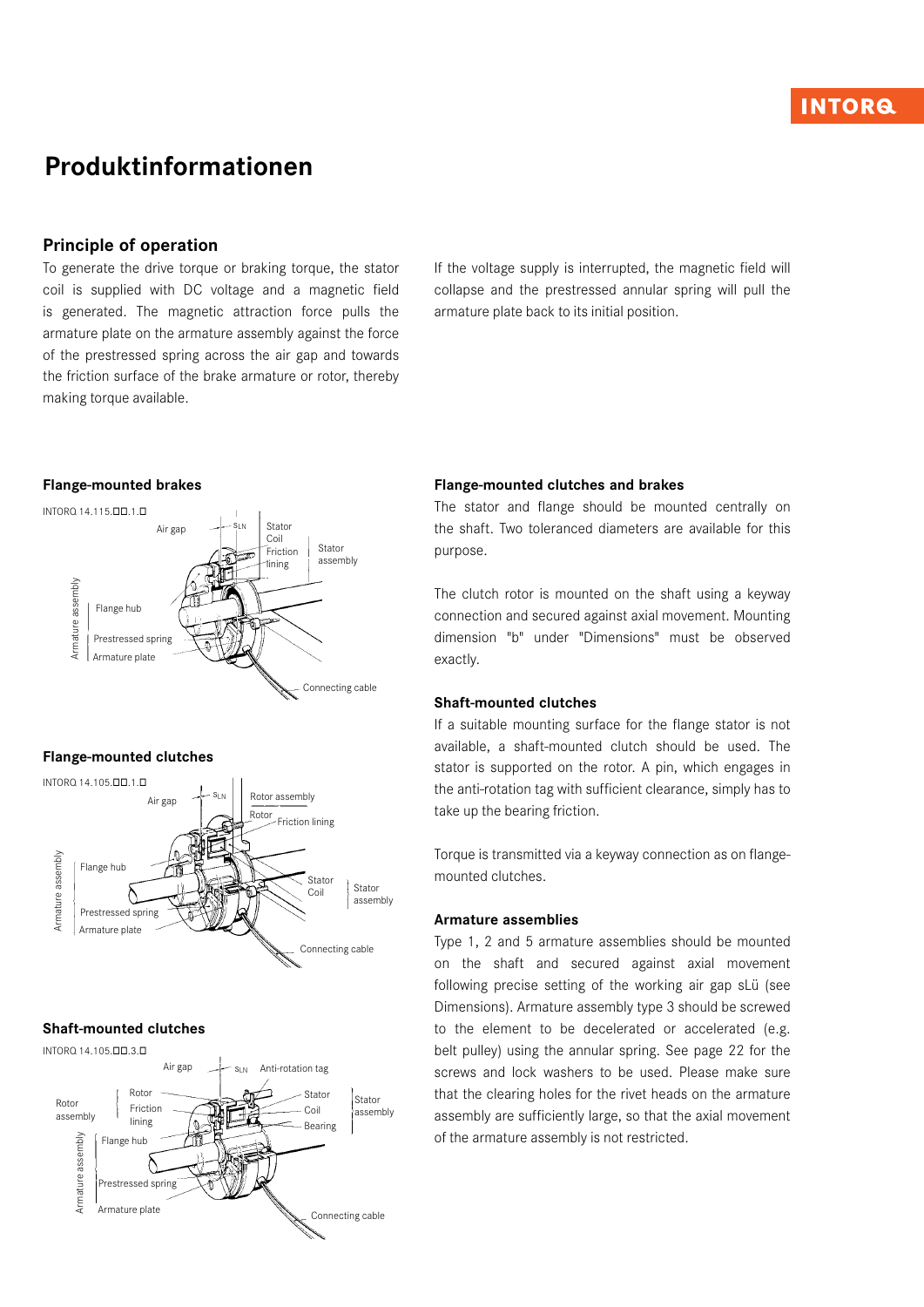# Produktinformationen

## Principle of operation

To generate the drive torque or braking torque, the stator coil is supplied with DC voltage and a magnetic field is generated. The magnetic attraction force pulls the armature plate on the armature assembly against the force of the prestressed spring across the air gap and towards the friction surface of the brake armature or rotor, thereby making torque available.

If the voltage supply is interrupted, the magnetic field will collapse and the prestressed annular spring will pull the armature plate back to its initial position.

### Flange-mounted brakes

INTORQ 14.115.☐☐.1.☐

Air gap, $s_{LN}$, Stator, Coil, Friction lining, Stator assembly, Armature assembly, Flange hub, Prestressed spring, Armature plate, Connecting cable

### Flange-mounted clutches

INTORQ 14.105.☐☐.1.☐

Air gap, $s_{LN}$, Rotor assembly, Rotor, Friction lining, Armature assembly, Flange hub, Stator, Coil, Stator assembly, Prestressed spring, Armature plate, Connecting cable

### Shaft-mounted clutches

INTORQ 14.105.☐☐.3.☐

Air gap, $s_{LN}$, Anti-rotation tag, Rotor assembly, Rotor, Friction lining, Stator, Coil, Bearing, Stator assembly, Armature assembly, Flange hub, Prestressed spring, Armature plate, Connecting cable

### Flange-mounted clutches and brakes

The stator and flange should be mounted centrally on the shaft. Two toleranced diameters are available for this purpose.

The clutch rotor is mounted on the shaft using a keyway connection and secured against axial movement. Mounting dimension "b" under "Dimensions" must be observed exactly.

### Shaft-mounted clutches

If a suitable mounting surface for the flange stator is not available, a shaft-mounted clutch should be used. The stator is supported on the rotor. A pin, which engages in the anti-rotation tag with sufficient clearance, simply has to take up the bearing friction.

Torque is transmitted via a keyway connection as on flange-mounted clutches.

### Armature assemblies

Type 1, 2 and 5 armature assemblies should be mounted on the shaft and secured against axial movement following precise setting of the working air gap sLü (see Dimensions). Armature assembly type 3 should be screwed to the element to be decelerated or accelerated (e.g. belt pulley) using the annular spring. See page 22 for the screws and lock washers to be used. Please make sure that the clearing holes for the rivet heads on the armature assembly are sufficiently large, so that the axial movement of the armature assembly is not restricted.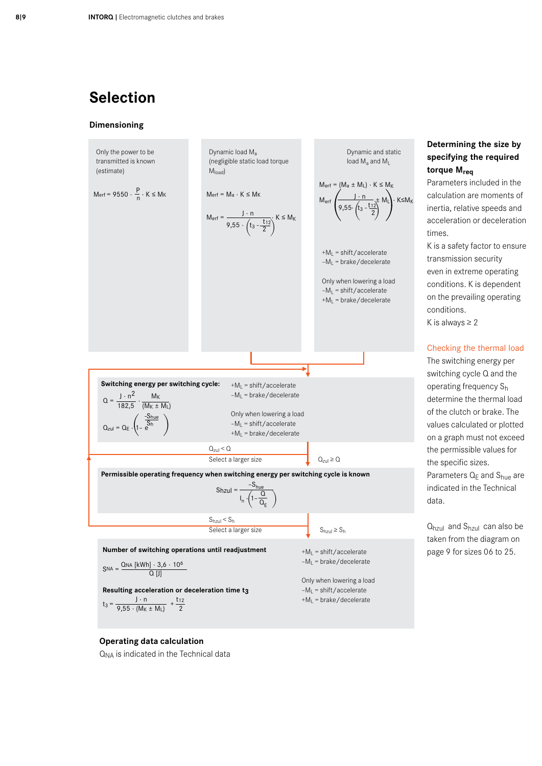# Selection

## Dimensioning

Only the power to be transmitted is known (estimate)

$$M_{erf} = 9550 \cdot \frac{P}{n} \cdot K \leq M_K$$

Dynamic load $M_a$ (negligible static load torque $M_{load}$)

$$M_{erf} = M_a \cdot K \leq M_K$$

$$M_{erf} = \frac{J \cdot n}{9{,}55 \cdot \left(t_3 - \frac{t_{12}}{2}\right)} \cdot K \leq M_K$$

Dynamic and static load $M_a$ and $M_L$

$$M_{erf} = (M_a \pm M_L) \cdot K \leq M_K$$

$$M_{erf} \left( \frac{J \cdot n}{9{,}55 \cdot \left(t_3 - \frac{t_{12}}{2}\right)} \pm M_L \right) \cdot K \leq M_K$$

$+M_L$ = shift/accelerate
$-M_L$ = brake/decelerate

Only when lowering a load
$-M_L$ = shift/accelerate
$+M_L$ = brake/decelerate

**Switching energy per switching cycle:**

$$Q = \frac{J \cdot n^2}{182{,}5} \cdot \frac{M_K}{(M_K \pm M_L)}$$

$$Q_{zul} = Q_E \cdot \left(1 - e^{\frac{-S_{hue}}{S_h}}\right)$$

$+M_L$ = shift/accelerate
$-M_L$ = brake/decelerate

Only when lowering a load
$-M_L$ = shift/accelerate
$+M_L$ = brake/decelerate

$Q_{zul} < Q$: Select a larger size

$Q_{zul} \geq Q$

**Permissible operating frequency when switching energy per switching cycle is known**

$$S_{hzul} = \frac{-S_{hue}}{l_n \cdot \left(1 - \frac{Q}{Q_E}\right)}$$

$S_{hzul} < S_h$: Select a larger size

$S_{hzul} \geq S_h$

**Number of switching operations until readjustment**

$$S_{NA} = \frac{Q_{NA}\,[\text{kWh}] \cdot 3{,}6 \cdot 10^6}{Q\,[\text{J}]}$$

**Resulting acceleration or deceleration time $t_3$**

$$t_3 = \frac{J \cdot n}{9{,}55 \cdot (M_K \pm M_L)} + \frac{t_{12}}{2}$$

$+M_L$ = shift/accelerate
$-M_L$ = brake/decelerate

Only when lowering a load
$-M_L$ = shift/accelerate
$+M_L$ = brake/decelerate

### Operating data calculation

$Q_{NA}$ is indicated in the Technical data

### Determining the size by specifying the required torque $M_{req}$

Parameters included in the calculation are moments of inertia, relative speeds and acceleration or deceleration times.

K is a safety factor to ensure transmission security even in extreme operating conditions. K is dependent on the prevailing operating conditions.

K is always ≥ 2

### Checking the thermal load

The switching energy per switching cycle Q and the operating frequency $S_h$ determine the thermal load of the clutch or brake. The values calculated or plotted on a graph must not exceed the permissible values for the specific sizes.

Parameters $Q_E$ and $S_{hue}$ are indicated in the Technical data.

$Q_{hzul}$ and $S_{hzul}$ can also be taken from the diagram on page 9 for sizes 06 to 25.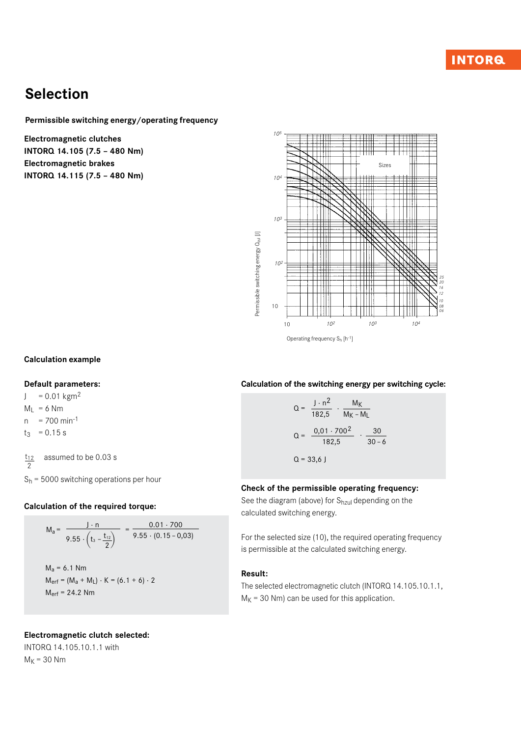# Selection

**Permissible switching energy/operating frequency**

**Electromagnetic clutches**
**INTORQ 14.105 (7.5 – 480 Nm)**
**Electromagnetic brakes**
**INTORQ 14.115 (7.5 – 480 Nm)**

Sizes

25
20
16
12
10
08
06

Permissible switching energy $Q_{zul}$ [J]

Operating frequency $S_h$ [$h^{-1}$]

## Calculation example

**Default parameters:**

$J = 0.01\ kgm^2$
$M_L = 6\ Nm$
$n = 700\ min^{-1}$
$t_3 = 0.15\ s$

$\frac{t_{12}}{2}$ assumed to be 0.03 s

$S_h$ = 5000 switching operations per hour

**Calculation of the required torque:**

$$M_a = \frac{J \cdot n}{9.55 \cdot \left(t_3 - \frac{t_{12}}{2}\right)} = \frac{0.01 \cdot 700}{9.55 \cdot (0.15 - 0,03)}$$

$M_a = 6.1\ Nm$
$M_{erf} = (M_a + M_L) \cdot K = (6.1 + 6) \cdot 2$
$M_{erf} = 24.2\ Nm$

**Electromagnetic clutch selected:**
INTORQ 14.105.10.1.1 with
$M_K = 30\ Nm$

**Calculation of the switching energy per switching cycle:**

$$Q = \frac{J \cdot n^2}{182,5} \cdot \frac{M_K}{M_K - M_L}$$

$$Q = \frac{0,01 \cdot 700^2}{182,5} \cdot \frac{30}{30 - 6}$$

$Q = 33,6\ J$

**Check of the permissible operating frequency:**
See the diagram (above) for $S_{hzul}$ depending on the calculated switching energy.

For the selected size (10), the required operating frequency is permissible at the calculated switching energy.

**Result:**
The selected electromagnetic clutch (INTORQ 14.105.10.1.1, $M_K$ = 30 Nm) can be used for this application.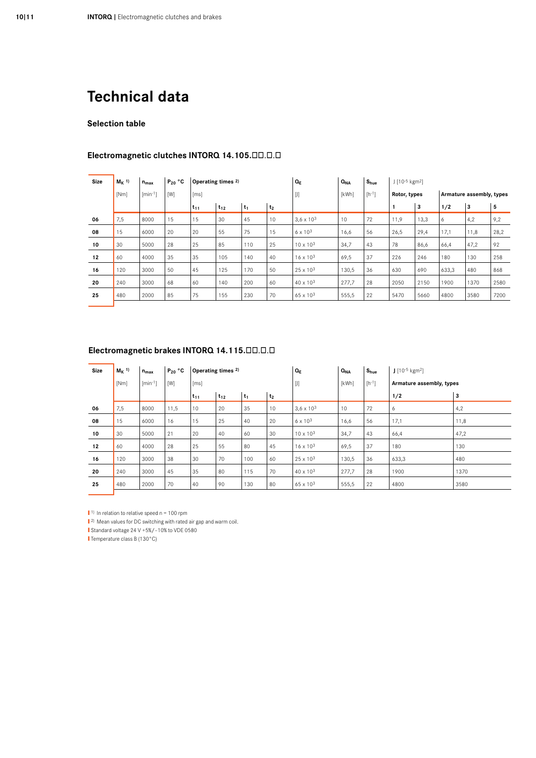# Technical data

### Selection table

### Electromagnetic clutches INTORQ 14.105.☐☐.☐.☐

| Size | $M_K$ 1) | $n_{max}$ | $P_{20}$ °C | Operating times 2) | | | | $Q_E$ | $Q_{NA}$ | $S_{hue}$ | J [$10^{-5}$ kgm²] | | | | |
|---|---|---|---|---|---|---|---|---|---|---|---|---|---|---|---|
| | [Nm] | [min⁻¹] | [W] | [ms] | | | | [J] | [kWh] | [h⁻¹] | Rotor, types | | Armature assembly, types | | |
| | | | | $t_{11}$ | $t_{12}$ | $t_1$ | $t_2$ | | | | 1 | 3 | 1/2 | 3 | 5 |
| **06** | 7,5 | 8000 | 15 | 15 | 30 | 45 | 10 | 3,6 x $10^3$ | 10 | 72 | 11,9 | 13,3 | 6 | 4,2 | 9,2 |
| **08** | 15 | 6000 | 20 | 20 | 55 | 75 | 15 | 6 x $10^3$ | 16,6 | 56 | 26,5 | 29,4 | 17,1 | 11,8 | 28,2 |
| **10** | 30 | 5000 | 28 | 25 | 85 | 110 | 25 | 10 x $10^3$ | 34,7 | 43 | 78 | 86,6 | 66,4 | 47,2 | 92 |
| **12** | 60 | 4000 | 35 | 35 | 105 | 140 | 40 | 16 x $10^3$ | 69,5 | 37 | 226 | 246 | 180 | 130 | 258 |
| **16** | 120 | 3000 | 50 | 45 | 125 | 170 | 50 | 25 x $10^3$ | 130,5 | 36 | 630 | 690 | 633,3 | 480 | 868 |
| **20** | 240 | 3000 | 68 | 60 | 140 | 200 | 60 | 40 x $10^3$ | 277,7 | 28 | 2050 | 2150 | 1900 | 1370 | 2580 |
| **25** | 480 | 2000 | 85 | 75 | 155 | 230 | 70 | 65 x $10^3$ | 555,5 | 22 | 5470 | 5660 | 4800 | 3580 | 7200 |

### Electromagnetic brakes INTORQ 14.115.☐☐.☐.☐

| Size | $M_K$ 1) | $n_{max}$ | $P_{20}$ °C | Operating times 2) | | | | $Q_E$ | $Q_{NA}$ | $S_{hue}$ | J [$10^{-5}$ kgm²] | |
|---|---|---|---|---|---|---|---|---|---|---|---|---|
| | [Nm] | [min⁻¹] | [W] | [ms] | | | | [J] | [kWh] | [h⁻¹] | Armature assembly, types | |
| | | | | $t_{11}$ | $t_{12}$ | $t_1$ | $t_2$ | | | | 1/2 | 3 |
| **06** | 7,5 | 8000 | 11,5 | 10 | 20 | 35 | 10 | 3,6 x $10^3$ | 10 | 72 | 6 | 4,2 |
| **08** | 15 | 6000 | 16 | 15 | 25 | 40 | 20 | 6 x $10^3$ | 16,6 | 56 | 17,1 | 11,8 |
| **10** | 30 | 5000 | 21 | 20 | 40 | 60 | 30 | 10 x $10^3$ | 34,7 | 43 | 66,4 | 47,2 |
| **12** | 60 | 4000 | 28 | 25 | 55 | 80 | 45 | 16 x $10^3$ | 69,5 | 37 | 180 | 130 |
| **16** | 120 | 3000 | 38 | 30 | 70 | 100 | 60 | 25 x $10^3$ | 130,5 | 36 | 633,3 | 480 |
| **20** | 240 | 3000 | 45 | 35 | 80 | 115 | 70 | 40 x $10^3$ | 277,7 | 28 | 1900 | 1370 |
| **25** | 480 | 2000 | 70 | 40 | 90 | 130 | 80 | 65 x $10^3$ | 555,5 | 22 | 4800 | 3580 |

1) In relation to relative speed n = 100 rpm

2) Mean values for DC switching with rated air gap and warm coil.

Standard voltage 24 V +5%/–10% to VDE 0580

Temperature class B (130°C)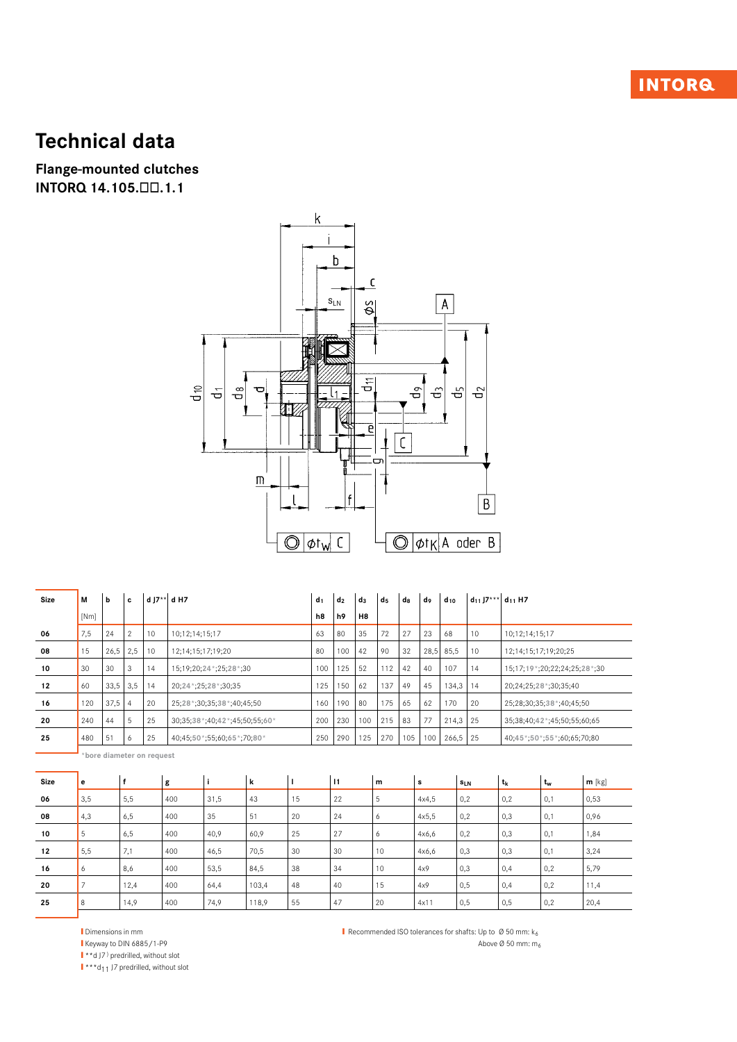# Technical data

## Flange-mounted clutches
## INTORQ 14.105.☐☐.1.1

| Size | M [Nm] | b | c | d J7** | d H7 | $d_1$ h8 | $d_2$ h9 | $d_3$ H8 | $d_5$ | $d_8$ | $d_9$ | $d_{10}$ | $d_{11}$ J7*** | $d_{11}$ H7 |
|---|---|---|---|---|---|---|---|---|---|---|---|---|---|---|
| 06 | 7,5 | 24 | 2 | 10 | 10;12;14;15;17 | 63 | 80 | 35 | 72 | 27 | 23 | 68 | 10 | 10;12;14;15;17 |
| 08 | 15 | 26,5 | 2,5 | 10 | 12;14;15;17;19;20 | 80 | 100 | 42 | 90 | 32 | 28,5 | 85,5 | 10 | 12;14;15;17;19;20;25 |
| 10 | 30 | 30 | 3 | 14 | 15;19;20;24*;25;28*;30 | 100 | 125 | 52 | 112 | 42 | 40 | 107 | 14 | 15;17;19*;20;22;24;25;28*;30 |
| 12 | 60 | 33,5 | 3,5 | 14 | 20;24*;25;28*;30;35 | 125 | 150 | 62 | 137 | 49 | 45 | 134,3 | 14 | 20;24;25;28*;30;35;40 |
| 16 | 120 | 37,5 | 4 | 20 | 25;28*;30;35;38*;40;45;50 | 160 | 190 | 80 | 175 | 65 | 62 | 170 | 20 | 25;28;30;35;38*;40;45;50 |
| 20 | 240 | 44 | 5 | 25 | 30;35;38*;40;42*;45;50;55;60* | 200 | 230 | 100 | 215 | 83 | 77 | 214,3 | 25 | 35;38;40;42*;45;50;55;60;65 |
| 25 | 480 | 51 | 6 | 25 | 40;45;50*;55;60;65*;70;80* | 250 | 290 | 125 | 270 | 105 | 100 | 266,5 | 25 | 40;45*;50*;55*;60;65;70;80 |

*bore diameter on request

| Size | e | f | g | i | k | l | l1 | m | s | $s_{LN}$ | $t_k$ | $t_w$ | m [kg] |
|---|---|---|---|---|---|---|---|---|---|---|---|---|---|
| 06 | 3,5 | 5,5 | 400 | 31,5 | 43 | 15 | 22 | 5 | 4x4,5 | 0,2 | 0,2 | 0,1 | 0,53 |
| 08 | 4,3 | 6,5 | 400 | 35 | 51 | 20 | 24 | 6 | 4x5,5 | 0,2 | 0,3 | 0,1 | 0,96 |
| 10 | 5 | 6,5 | 400 | 40,9 | 60,9 | 25 | 27 | 6 | 4x6,6 | 0,2 | 0,3 | 0,1 | 1,84 |
| 12 | 5,5 | 7,1 | 400 | 46,5 | 70,5 | 30 | 30 | 10 | 4x6,6 | 0,3 | 0,3 | 0,1 | 3,24 |
| 16 | 6 | 8,6 | 400 | 53,5 | 84,5 | 38 | 34 | 10 | 4x9 | 0,3 | 0,4 | 0,2 | 5,79 |
| 20 | 7 | 12,4 | 400 | 64,4 | 103,4 | 48 | 40 | 15 | 4x9 | 0,5 | 0,4 | 0,2 | 11,4 |
| 25 | 8 | 14,9 | 400 | 74,9 | 118,9 | 55 | 47 | 20 | 4x11 | 0,5 | 0,5 | 0,2 | 20,4 |

- Dimensions in mm
- Keyway to DIN 6885/1-P9
- **d J7) predrilled, without slot
- ***$d_{11}$ J7 predrilled, without slot

- Recommended ISO tolerances for shafts: Up to Ø 50 mm: $k_6$
  Above Ø 50 mm: $m_6$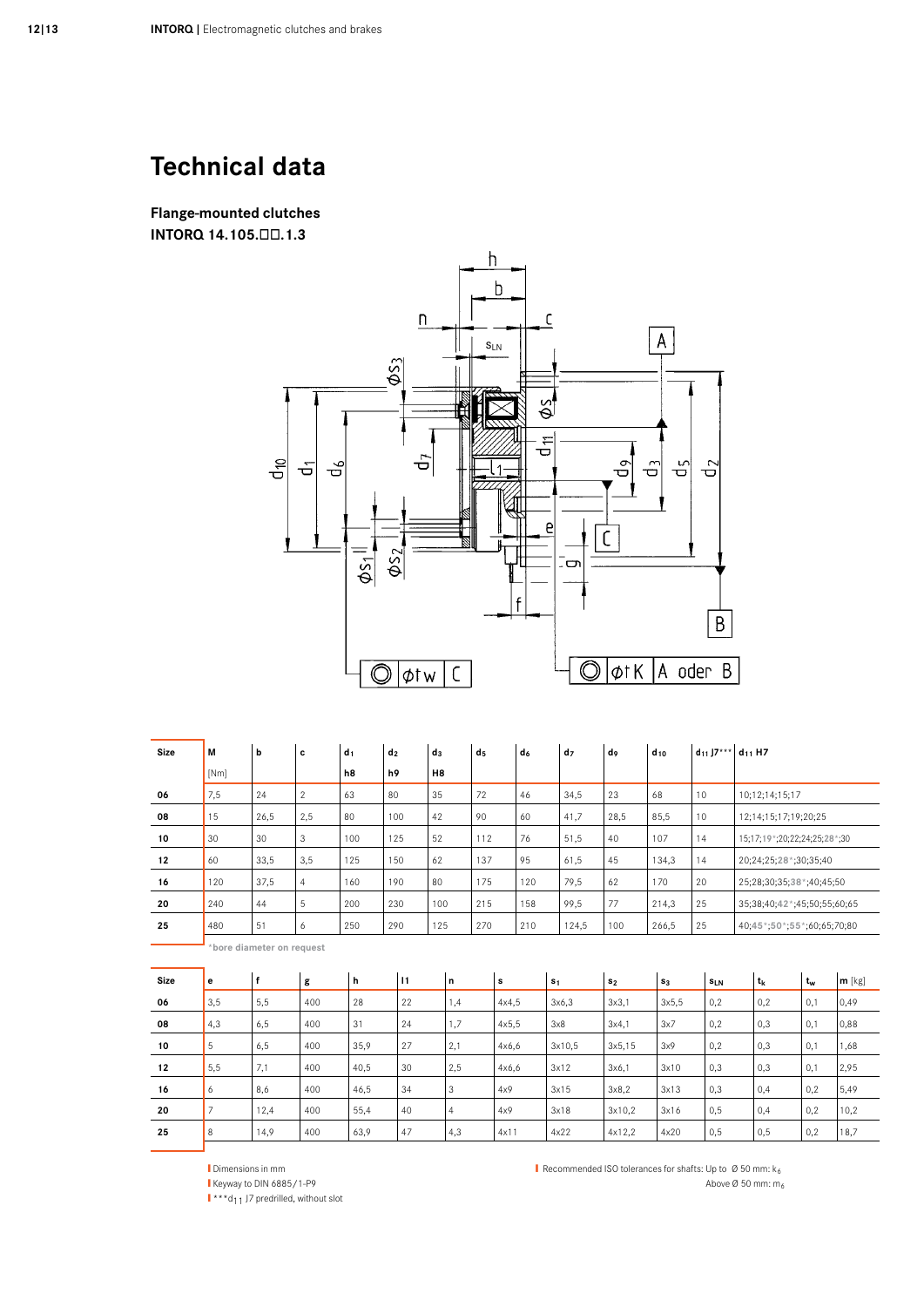# Technical data

**Flange-mounted clutches**
**INTORQ 14.105.□□.1.3**

| Size | M [Nm] | b | c | $d_1$ h8 | $d_2$ h9 | $d_3$ H8 | $d_5$ | $d_6$ | $d_7$ | $d_9$ | $d_{10}$ | $d_{11}$ J7*** | $d_{11}$ H7 |
|---|---|---|---|---|---|---|---|---|---|---|---|---|---|
| 06 | 7,5 | 24 | 2 | 63 | 80 | 35 | 72 | 46 | 34,5 | 23 | 68 | 10 | 10;12;14;15;17 |
| 08 | 15 | 26,5 | 2,5 | 80 | 100 | 42 | 90 | 60 | 41,7 | 28,5 | 85,5 | 10 | 12;14;15;17;19;20;25 |
| 10 | 30 | 30 | 3 | 100 | 125 | 52 | 112 | 76 | 51,5 | 40 | 107 | 14 | 15;17;19*;20;22;24;25;28*;30 |
| 12 | 60 | 33,5 | 3,5 | 125 | 150 | 62 | 137 | 95 | 61,5 | 45 | 134,3 | 14 | 20;24;25;28*;30;35;40 |
| 16 | 120 | 37,5 | 4 | 160 | 190 | 80 | 175 | 120 | 79,5 | 62 | 170 | 20 | 25;28;30;35;38*;40;45;50 |
| 20 | 240 | 44 | 5 | 200 | 230 | 100 | 215 | 158 | 99,5 | 77 | 214,3 | 25 | 35;38;40;42*;45;50;55;60;65 |
| 25 | 480 | 51 | 6 | 250 | 290 | 125 | 270 | 210 | 124,5 | 100 | 266,5 | 25 | 40;45*;50*;55*;60;65;70;80 |

*bore diameter on request

| Size | e | f | g | h | l1 | n | s | $s_1$ | $s_2$ | $s_3$ | $s_{LN}$ | $t_k$ | $t_w$ | m [kg] |
|---|---|---|---|---|---|---|---|---|---|---|---|---|---|---|
| 06 | 3,5 | 5,5 | 400 | 28 | 22 | 1,4 | 4x4,5 | 3x6,3 | 3x3,1 | 3x5,5 | 0,2 | 0,2 | 0,1 | 0,49 |
| 08 | 4,3 | 6,5 | 400 | 31 | 24 | 1,7 | 4x5,5 | 3x8 | 3x4,1 | 3x7 | 0,2 | 0,3 | 0,1 | 0,88 |
| 10 | 5 | 6,5 | 400 | 35,9 | 27 | 2,1 | 4x6,6 | 3x10,5 | 3x5,15 | 3x9 | 0,2 | 0,3 | 0,1 | 1,68 |
| 12 | 5,5 | 7,1 | 400 | 40,5 | 30 | 2,5 | 4x6,6 | 3x12 | 3x6,1 | 3x10 | 0,3 | 0,3 | 0,1 | 2,95 |
| 16 | 6 | 8,6 | 400 | 46,5 | 34 | 3 | 4x9 | 3x15 | 3x8,2 | 3x13 | 0,3 | 0,4 | 0,2 | 5,49 |
| 20 | 7 | 12,4 | 400 | 55,4 | 40 | 4 | 4x9 | 3x18 | 3x10,2 | 3x16 | 0,5 | 0,4 | 0,2 | 10,2 |
| 25 | 8 | 14,9 | 400 | 63,9 | 47 | 4,3 | 4x11 | 4x22 | 4x12,2 | 4x20 | 0,5 | 0,5 | 0,2 | 18,7 |

- Dimensions in mm
- Keyway to DIN 6885/1-P9
- ***$d_{11}$ J7 predrilled, without slot

- Recommended ISO tolerances for shafts: Up to Ø 50 mm: $k_6$
  Above Ø 50 mm: $m_6$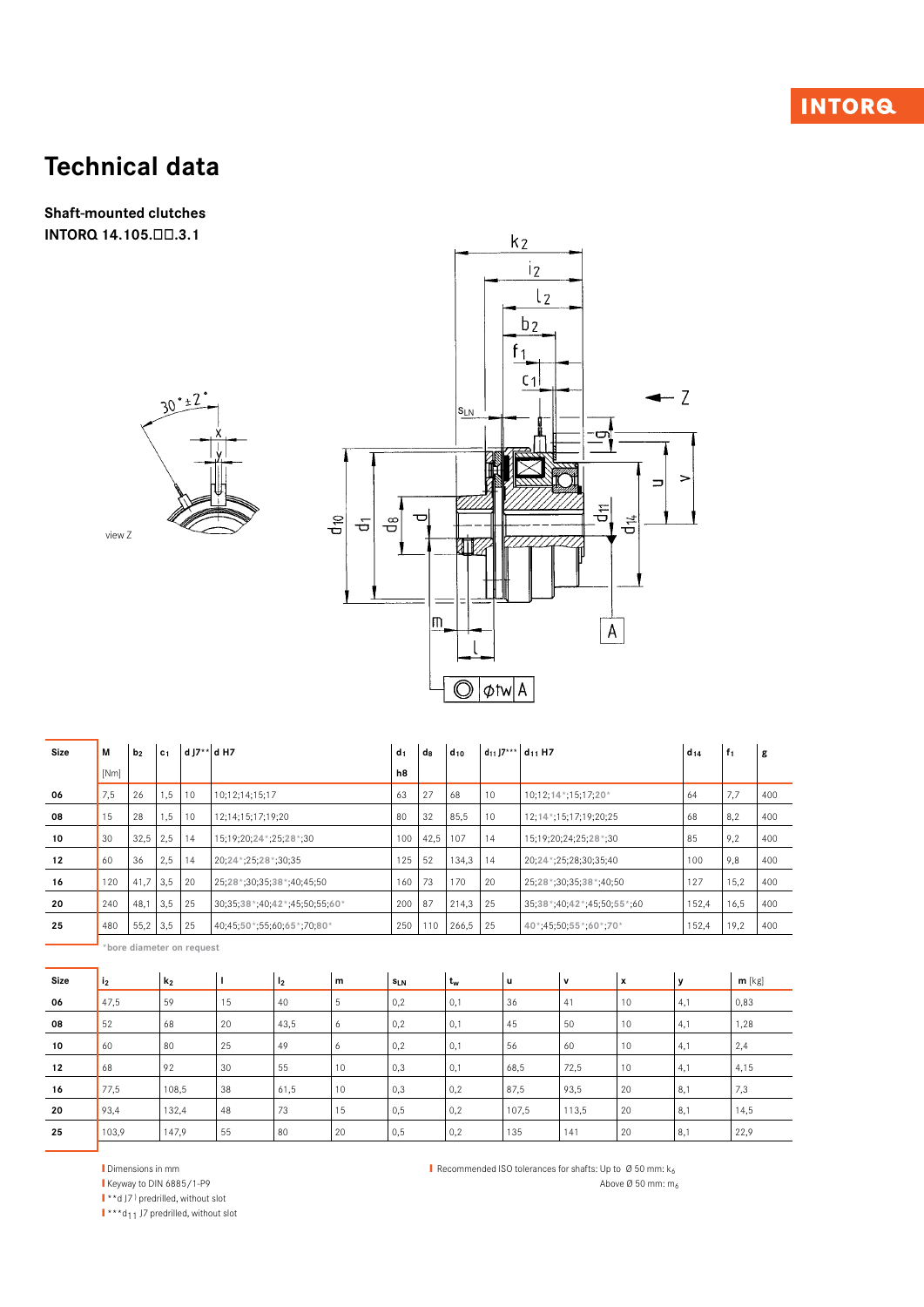# Technical data

**Shaft-mounted clutches**
**INTORQ 14.105.□□.3.1**

| Size | M [Nm] | $b_2$ | $c_1$ | d J7** | d H7 | $d_1$ h8 | $d_8$ | $d_{10}$ | $d_{11}$ J7*** | $d_{11}$ H7 | $d_{14}$ | $f_1$ | g |
|---|---|---|---|---|---|---|---|---|---|---|---|---|---|
| 06 | 7,5 | 26 | 1,5 | 10 | 10;12;14;15;17 | 63 | 27 | 68 | 10 | 10;12;14*;15;17;20* | 64 | 7,7 | 400 |
| 08 | 15 | 28 | 1,5 | 10 | 12;14;15;17;19;20 | 80 | 32 | 85,5 | 10 | 12;14*;15;17;19;20;25 | 68 | 8,2 | 400 |
| 10 | 30 | 32,5 | 2,5 | 14 | 15;19;20;24*;25;28*;30 | 100 | 42,5 | 107 | 14 | 15;19;20;24;25;28*;30 | 85 | 9,2 | 400 |
| 12 | 60 | 36 | 2,5 | 14 | 20;24*;25;28*;30;35 | 125 | 52 | 134,3 | 14 | 20;24*;25;28;30;35;40 | 100 | 9,8 | 400 |
| 16 | 120 | 41,7 | 3,5 | 20 | 25;28*;30;35;38*;40;45;50 | 160 | 73 | 170 | 20 | 25;28*;30;35;38*;40;50 | 127 | 15,2 | 400 |
| 20 | 240 | 48,1 | 3,5 | 25 | 30;35;38*;40;42*;45;50;55;60* | 200 | 87 | 214,3 | 25 | 35;38*;40;42*;45;50;55*;60 | 152,4 | 16,5 | 400 |
| 25 | 480 | 55,2 | 3,5 | 25 | 40;45;50*;55;60;65*;70;80* | 250 | 110 | 266,5 | 25 | 40*;45;50;55*;60*;70* | 152,4 | 19,2 | 400 |

*bore diameter on request

| Size | $i_2$ | $k_2$ | l | $l_2$ | m | $s_{LN}$ | $t_w$ | u | v | x | y | m [kg] |
|---|---|---|---|---|---|---|---|---|---|---|---|---|
| 06 | 47,5 | 59 | 15 | 40 | 5 | 0,2 | 0,1 | 36 | 41 | 10 | 4,1 | 0,83 |
| 08 | 52 | 68 | 20 | 43,5 | 6 | 0,2 | 0,1 | 45 | 50 | 10 | 4,1 | 1,28 |
| 10 | 60 | 80 | 25 | 49 | 6 | 0,2 | 0,1 | 56 | 60 | 10 | 4,1 | 2,4 |
| 12 | 68 | 92 | 30 | 55 | 10 | 0,3 | 0,1 | 68,5 | 72,5 | 10 | 4,1 | 4,15 |
| 16 | 77,5 | 108,5 | 38 | 61,5 | 10 | 0,3 | 0,2 | 87,5 | 93,5 | 20 | 8,1 | 7,3 |
| 20 | 93,4 | 132,4 | 48 | 73 | 15 | 0,5 | 0,2 | 107,5 | 113,5 | 20 | 8,1 | 14,5 |
| 25 | 103,9 | 147,9 | 55 | 80 | 20 | 0,5 | 0,2 | 135 | 141 | 20 | 8,1 | 22,9 |

- Dimensions in mm
- Keyway to DIN 6885/1-P9
- **d J7 predrilled, without slot
- ***$d_{11}$ J7 predrilled, without slot

- Recommended ISO tolerances for shafts: Up to Ø 50 mm: $k_6$
  Above Ø 50 mm: $m_6$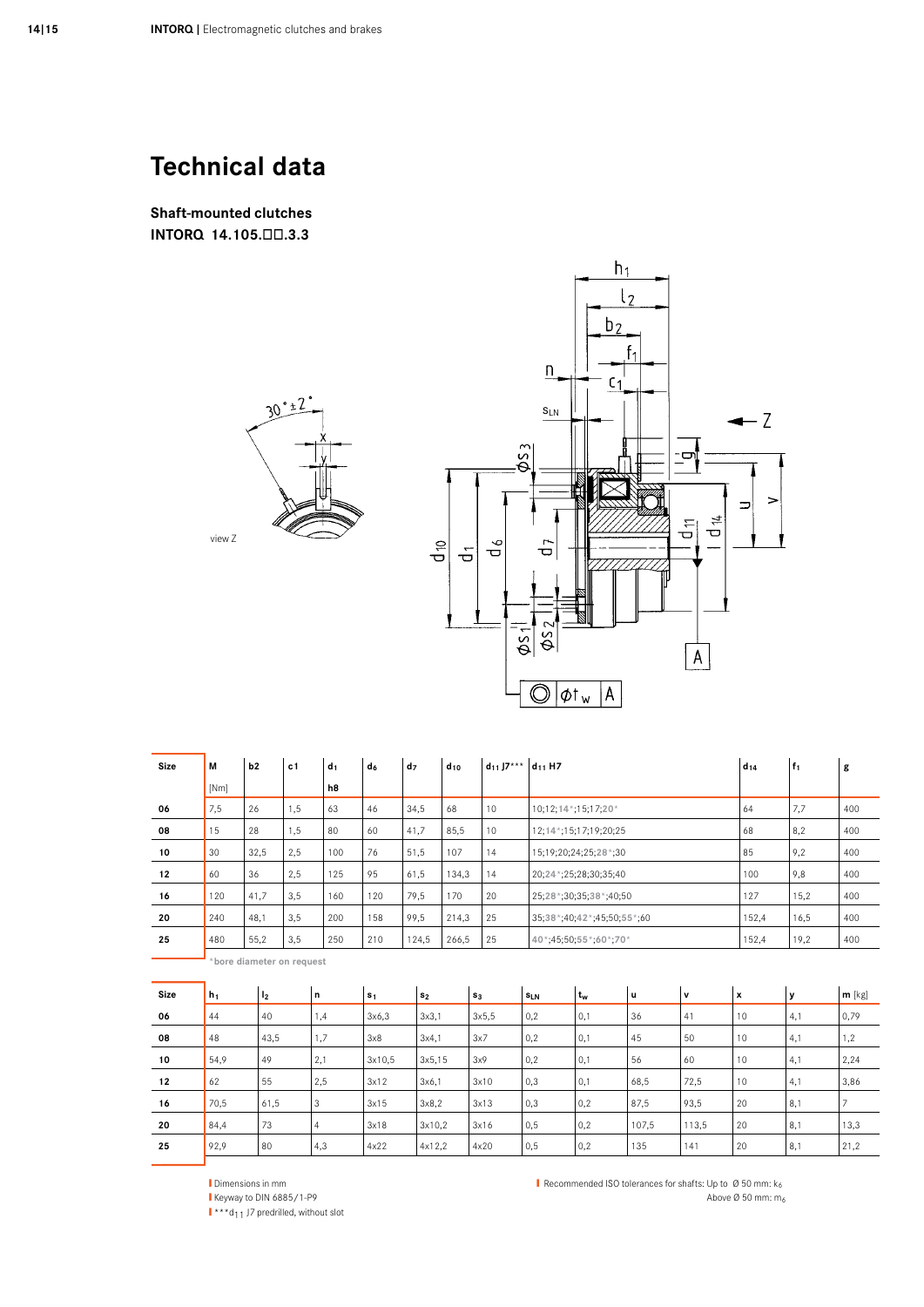# Technical data

**Shaft-mounted clutches**
**INTORQ 14.105.□□.3.3**

view Z

| Size | M [Nm] | b2 | c1 | $d_1$ h8 | $d_6$ | $d_7$ | $d_{10}$ | $d_{11}$ J7*** | $d_{11}$ H7 | $d_{14}$ | $f_1$ | g |
|---|---|---|---|---|---|---|---|---|---|---|---|---|
| 06 | 7,5 | 26 | 1,5 | 63 | 46 | 34,5 | 68 | 10 | 10;12;14*;15;17;20* | 64 | 7,7 | 400 |
| 08 | 15 | 28 | 1,5 | 80 | 60 | 41,7 | 85,5 | 10 | 12;14*;15;17;19;20;25 | 68 | 8,2 | 400 |
| 10 | 30 | 32,5 | 2,5 | 100 | 76 | 51,5 | 107 | 14 | 15;19;20;24;25;28*;30 | 85 | 9,2 | 400 |
| 12 | 60 | 36 | 2,5 | 125 | 95 | 61,5 | 134,3 | 14 | 20;24*;25;28;30;35;40 | 100 | 9,8 | 400 |
| 16 | 120 | 41,7 | 3,5 | 160 | 120 | 79,5 | 170 | 20 | 25;28*;30;35;38*;40;50 | 127 | 15,2 | 400 |
| 20 | 240 | 48,1 | 3,5 | 200 | 158 | 99,5 | 214,3 | 25 | 35;38*;40;42*;45;50;55*;60 | 152,4 | 16,5 | 400 |
| 25 | 480 | 55,2 | 3,5 | 250 | 210 | 124,5 | 266,5 | 25 | 40*;45;50;55*;60*;70* | 152,4 | 19,2 | 400 |

*bore diameter on request

| Size | $h_1$ | $l_2$ | n | $s_1$ | $s_2$ | $s_3$ | $s_{LN}$ | $t_w$ | u | v | x | y | m [kg] |
|---|---|---|---|---|---|---|---|---|---|---|---|---|---|
| 06 | 44 | 40 | 1,4 | 3x6,3 | 3x3,1 | 3x5,5 | 0,2 | 0,1 | 36 | 41 | 10 | 4,1 | 0,79 |
| 08 | 48 | 43,5 | 1,7 | 3x8 | 3x4,1 | 3x7 | 0,2 | 0,1 | 45 | 50 | 10 | 4,1 | 1,2 |
| 10 | 54,9 | 49 | 2,1 | 3x10,5 | 3x5,15 | 3x9 | 0,2 | 0,1 | 56 | 60 | 10 | 4,1 | 2,24 |
| 12 | 62 | 55 | 2,5 | 3x12 | 3x6,1 | 3x10 | 0,3 | 0,1 | 68,5 | 72,5 | 10 | 4,1 | 3,86 |
| 16 | 70,5 | 61,5 | 3 | 3x15 | 3x8,2 | 3x13 | 0,3 | 0,2 | 87,5 | 93,5 | 20 | 8,1 | 7 |
| 20 | 84,4 | 73 | 4 | 3x18 | 3x10,2 | 3x16 | 0,5 | 0,2 | 107,5 | 113,5 | 20 | 8,1 | 13,3 |
| 25 | 92,9 | 80 | 4,3 | 4x22 | 4x12,2 | 4x20 | 0,5 | 0,2 | 135 | 141 | 20 | 8,1 | 21,2 |

- Dimensions in mm
- Keyway to DIN 6885/1-P9
- ***$d_{11}$ J7 predrilled, without slot
- Recommended ISO tolerances for shafts: Up to Ø 50 mm: $k_6$; Above Ø 50 mm: $m_6$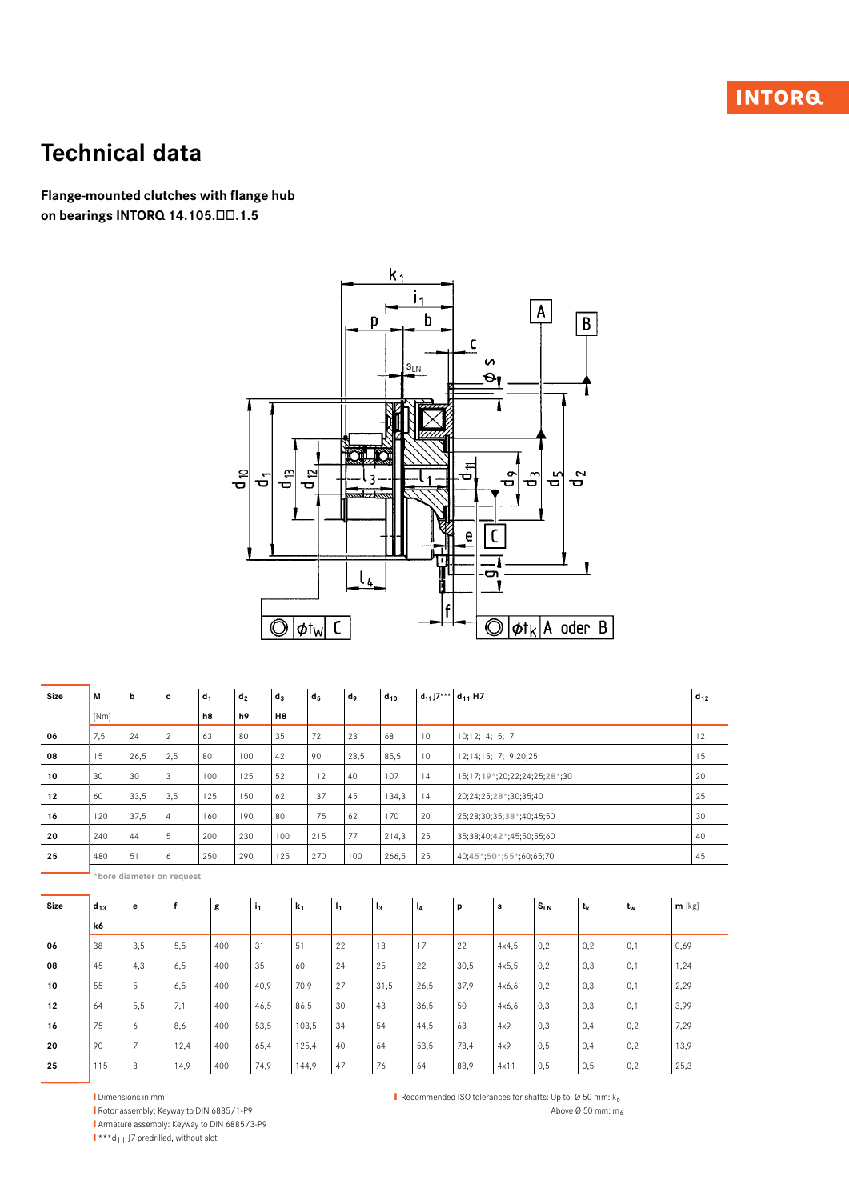# Technical data

**Flange-mounted clutches with flange hub on bearings INTORQ 14.105.□□.1.5**

| Size | M | b | c | $d_1$ | $d_2$ | $d_3$ | $d_5$ | $d_9$ | $d_{10}$ | $d_{11}$ J7*** | $d_{11}$ H7 | $d_{12}$ |
|---|---|---|---|---|---|---|---|---|---|---|---|---|
| | [Nm] | | | h8 | h9 | H8 | | | | | | |
| 06 | 7,5 | 24 | 2 | 63 | 80 | 35 | 72 | 23 | 68 | 10 | 10;12;14;15;17 | 12 |
| 08 | 15 | 26,5 | 2,5 | 80 | 100 | 42 | 90 | 28,5 | 85,5 | 10 | 12;14;15;17;19;20;25 | 15 |
| 10 | 30 | 30 | 3 | 100 | 125 | 52 | 112 | 40 | 107 | 14 | 15;17;19*;20;22;24;25;28*;30 | 20 |
| 12 | 60 | 33,5 | 3,5 | 125 | 150 | 62 | 137 | 45 | 134,3 | 14 | 20;24;25;28*;30;35;40 | 25 |
| 16 | 120 | 37,5 | 4 | 160 | 190 | 80 | 175 | 62 | 170 | 20 | 25;28;30;35;38*;40;45;50 | 30 |
| 20 | 240 | 44 | 5 | 200 | 230 | 100 | 215 | 77 | 214,3 | 25 | 35;38;40;42*;45;50;55;60 | 40 |
| 25 | 480 | 51 | 6 | 250 | 290 | 125 | 270 | 100 | 266,5 | 25 | 40;45*;50*;55*;60;65;70 | 45 |

*bore diameter on request

| Size | $d_{13}$ | e | f | g | $i_1$ | $k_1$ | $l_1$ | $l_3$ | $l_4$ | p | s | $s_{LN}$ | $t_k$ | $t_w$ | m [kg] |
|---|---|---|---|---|---|---|---|---|---|---|---|---|---|---|---|
| | k6 | | | | | | | | | | | | | | |
| 06 | 38 | 3,5 | 5,5 | 400 | 31 | 51 | 22 | 18 | 17 | 22 | 4x4,5 | 0,2 | 0,2 | 0,1 | 0,69 |
| 08 | 45 | 4,3 | 6,5 | 400 | 35 | 60 | 24 | 25 | 22 | 30,5 | 4x5,5 | 0,2 | 0,3 | 0,1 | 1,24 |
| 10 | 55 | 5 | 6,5 | 400 | 40,9 | 70,9 | 27 | 31,5 | 26,5 | 37,9 | 4x6,6 | 0,2 | 0,3 | 0,1 | 2,29 |
| 12 | 64 | 5,5 | 7,1 | 400 | 46,5 | 86,5 | 30 | 43 | 36,5 | 50 | 4x6,6 | 0,3 | 0,3 | 0,1 | 3,99 |
| 16 | 75 | 6 | 8,6 | 400 | 53,5 | 103,5 | 34 | 54 | 44,5 | 63 | 4x9 | 0,3 | 0,4 | 0,2 | 7,29 |
| 20 | 90 | 7 | 12,4 | 400 | 65,4 | 125,4 | 40 | 64 | 53,5 | 78,4 | 4x9 | 0,5 | 0,4 | 0,2 | 13,9 |
| 25 | 115 | 8 | 14,9 | 400 | 74,9 | 144,9 | 47 | 76 | 64 | 88,9 | 4x11 | 0,5 | 0,5 | 0,2 | 25,3 |

- Dimensions in mm
- Rotor assembly: Keyway to DIN 6885/1-P9
- Armature assembly: Keyway to DIN 6885/3-P9
- ***$d_{11}$ J7 predrilled, without slot
- Recommended ISO tolerances for shafts: Up to Ø 50 mm: $k_6$; Above Ø 50 mm: $m_6$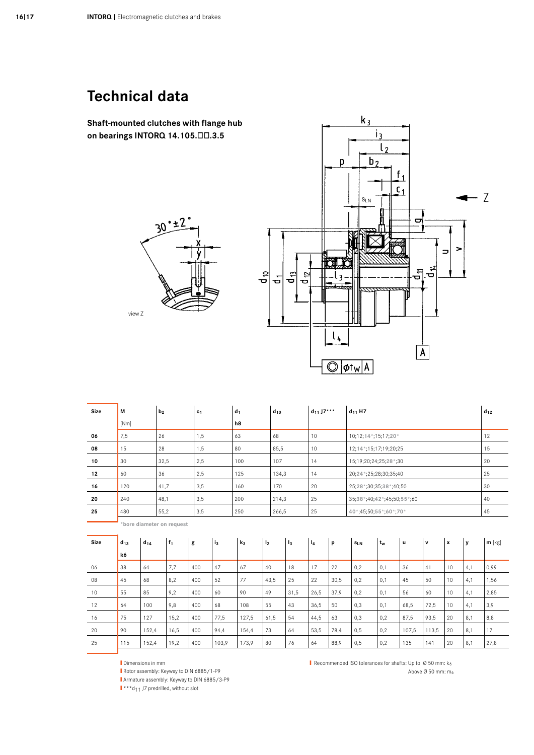# Technical data

**Shaft-mounted clutches with flange hub on bearings INTORQ 14.105.☐☐.3.5**

view Z

| Size | M [Nm] | $b_2$ | $c_1$ | $d_1$ h8 | $d_{10}$ | $d_{11}$ J7*** | $d_{11}$ H7 | $d_{12}$ |
|---|---|---|---|---|---|---|---|---|
| **06** | 7,5 | 26 | 1,5 | 63 | 68 | 10 | 10;12;14*;15;17;20* | 12 |
| **08** | 15 | 28 | 1,5 | 80 | 85,5 | 10 | 12;14*;15;17;19;20;25 | 15 |
| **10** | 30 | 32,5 | 2,5 | 100 | 107 | 14 | 15;19;20;24;25;28*;30 | 20 |
| **12** | 60 | 36 | 2,5 | 125 | 134,3 | 14 | 20;24*;25;28;30;35;40 | 25 |
| **16** | 120 | 41,7 | 3,5 | 160 | 170 | 20 | 25;28*;30;35;38*;40;50 | 30 |
| **20** | 240 | 48,1 | 3,5 | 200 | 214,3 | 25 | 35;38*;40;42*;45;50;55*;60 | 40 |
| **25** | 480 | 55,2 | 3,5 | 250 | 266,5 | 25 | 40*;45;50;55*;60*;70* | 45 |

*bore diameter on request

| Size | $d_{13}$ k6 | $d_{14}$ | $f_1$ | g | $i_3$ | $k_3$ | $l_2$ | $l_3$ | $l_4$ | p | $s_{LN}$ | $t_w$ | u | v | x | y | m [kg] |
|---|---|---|---|---|---|---|---|---|---|---|---|---|---|---|---|---|---|
| 06 | 38 | 64 | 7,7 | 400 | 47 | 67 | 40 | 18 | 17 | 22 | 0,2 | 0,1 | 36 | 41 | 10 | 4,1 | 0,99 |
| 08 | 45 | 68 | 8,2 | 400 | 52 | 77 | 43,5 | 25 | 22 | 30,5 | 0,2 | 0,1 | 45 | 50 | 10 | 4,1 | 1,56 |
| 10 | 55 | 85 | 9,2 | 400 | 60 | 90 | 49 | 31,5 | 26,5 | 37,9 | 0,2 | 0,1 | 56 | 60 | 10 | 4,1 | 2,85 |
| 12 | 64 | 100 | 9,8 | 400 | 68 | 108 | 55 | 43 | 36,5 | 50 | 0,3 | 0,1 | 68,5 | 72,5 | 10 | 4,1 | 3,9 |
| 16 | 75 | 127 | 15,2 | 400 | 77,5 | 127,5 | 61,5 | 54 | 44,5 | 63 | 0,3 | 0,2 | 87,5 | 93,5 | 20 | 8,1 | 8,8 |
| 20 | 90 | 152,4 | 16,5 | 400 | 94,4 | 154,4 | 73 | 64 | 53,5 | 78,4 | 0,5 | 0,2 | 107,5 | 113,5 | 20 | 8,1 | 17 |
| 25 | 115 | 152,4 | 19,2 | 400 | 103,9 | 173,9 | 80 | 76 | 64 | 88,9 | 0,5 | 0,2 | 135 | 141 | 20 | 8,1 | 27,8 |

- Dimensions in mm
- Rotor assembly: Keyway to DIN 6885/1-P9
- Armature assembly: Keyway to DIN 6885/3-P9
- ***$d_{11}$ J7 predrilled, without slot

Recommended ISO tolerances for shafts: Up to Ø 50 mm: $k_6$
Above Ø 50 mm: $m_6$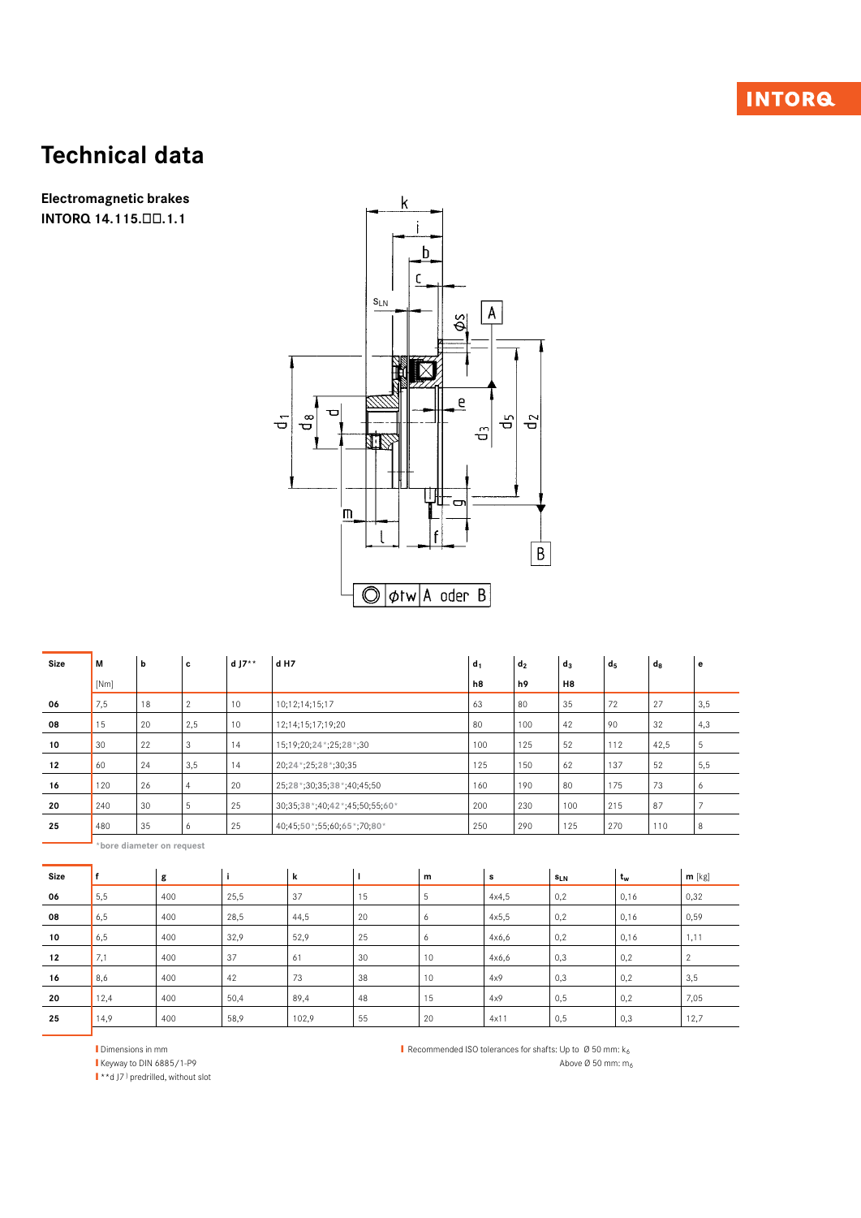# Technical data

**Electromagnetic brakes**
**INTORQ 14.115.□□.1.1**

| Size | M [Nm] | b | c | d J7** | d H7 | $d_1$ h8 | $d_2$ h9 | $d_3$ H8 | $d_5$ | $d_8$ | e |
|---|---|---|---|---|---|---|---|---|---|---|---|
| 06 | 7,5 | 18 | 2 | 10 | 10;12;14;15;17 | 63 | 80 | 35 | 72 | 27 | 3,5 |
| 08 | 15 | 20 | 2,5 | 10 | 12;14;15;17;19;20 | 80 | 100 | 42 | 90 | 32 | 4,3 |
| 10 | 30 | 22 | 3 | 14 | 15;19;20;24*;25;28*;30 | 100 | 125 | 52 | 112 | 42,5 | 5 |
| 12 | 60 | 24 | 3,5 | 14 | 20;24*;25;28*;30;35 | 125 | 150 | 62 | 137 | 52 | 5,5 |
| 16 | 120 | 26 | 4 | 20 | 25;28*;30;35;38*;40;45;50 | 160 | 190 | 80 | 175 | 73 | 6 |
| 20 | 240 | 30 | 5 | 25 | 30;35;38*;40;42*;45;50;55;60* | 200 | 230 | 100 | 215 | 87 | 7 |
| 25 | 480 | 35 | 6 | 25 | 40;45;50*;55;60;65*;70;80* | 250 | 290 | 125 | 270 | 110 | 8 |

*bore diameter on request

| Size | f | g | i | k | l | m | s | $s_{LN}$ | $t_w$ | m [kg] |
|---|---|---|---|---|---|---|---|---|---|---|
| 06 | 5,5 | 400 | 25,5 | 37 | 15 | 5 | 4x4,5 | 0,2 | 0,16 | 0,32 |
| 08 | 6,5 | 400 | 28,5 | 44,5 | 20 | 6 | 4x5,5 | 0,2 | 0,16 | 0,59 |
| 10 | 6,5 | 400 | 32,9 | 52,9 | 25 | 6 | 4x6,6 | 0,2 | 0,16 | 1,11 |
| 12 | 7,1 | 400 | 37 | 61 | 30 | 10 | 4x6,6 | 0,3 | 0,2 | 2 |
| 16 | 8,6 | 400 | 42 | 73 | 38 | 10 | 4x9 | 0,3 | 0,2 | 3,5 |
| 20 | 12,4 | 400 | 50,4 | 89,4 | 48 | 15 | 4x9 | 0,5 | 0,2 | 7,05 |
| 25 | 14,9 | 400 | 58,9 | 102,9 | 55 | 20 | 4x11 | 0,5 | 0,3 | 12,7 |

- Dimensions in mm
- Keyway to DIN 6885/1-P9
- **d J7 | predrilled, without slot

- Recommended ISO tolerances for shafts: Up to Ø 50 mm: $k_6$
  Above Ø 50 mm: $m_6$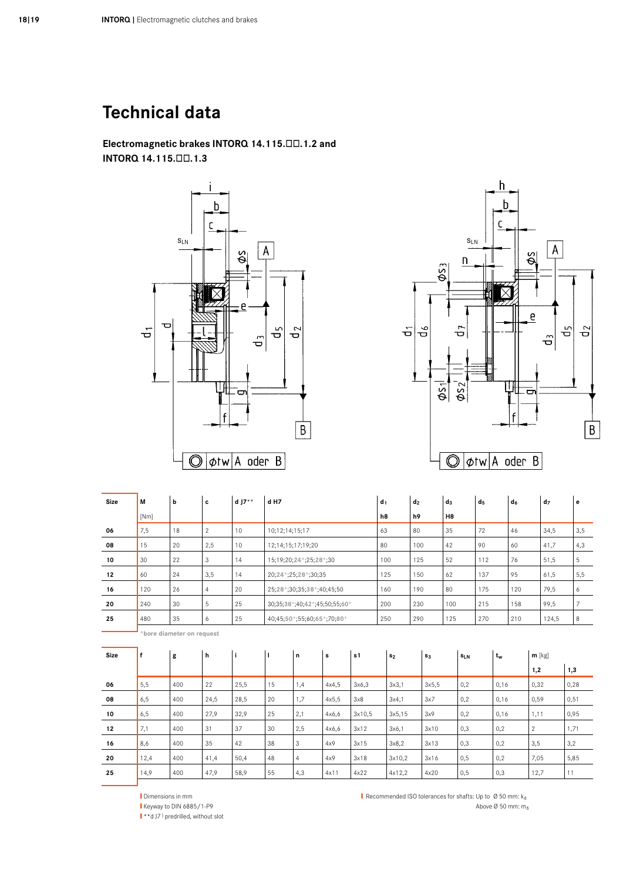# Technical data

### Electromagnetic brakes INTORQ 14.115.☐☐.1.2 and INTORQ 14.115.☐☐.1.3

| Size | M [Nm] | b | c | d J7** | d H7 | $d_1$ h8 | $d_2$ h9 | $d_3$ H8 | $d_5$ | $d_6$ | $d_7$ | e |
|---|---|---|---|---|---|---|---|---|---|---|---|---|
| 06 | 7,5 | 18 | 2 | 10 | 10;12;14;15;17 | 63 | 80 | 35 | 72 | 46 | 34,5 | 3,5 |
| 08 | 15 | 20 | 2,5 | 10 | 12;14;15;17;19;20 | 80 | 100 | 42 | 90 | 60 | 41,7 | 4,3 |
| 10 | 30 | 22 | 3 | 14 | 15;19;20;24*;25;28*;30 | 100 | 125 | 52 | 112 | 76 | 51,5 | 5 |
| 12 | 60 | 24 | 3,5 | 14 | 20;24*;25;28*;30;35 | 125 | 150 | 62 | 137 | 95 | 61,5 | 5,5 |
| 16 | 120 | 26 | 4 | 20 | 25;28*;30;35;38*;40;45;50 | 160 | 190 | 80 | 175 | 120 | 79,5 | 6 |
| 20 | 240 | 30 | 5 | 25 | 30;35;38*;40;42*;45;50;55;60* | 200 | 230 | 100 | 215 | 158 | 99,5 | 7 |
| 25 | 480 | 35 | 6 | 25 | 40;45;50*;55;60;65*;70;80* | 250 | 290 | 125 | 270 | 210 | 124,5 | 8 |

*bore diameter on request

| Size | f | g | h | i | l | n | s | s1 | $s_2$ | $s_3$ | $s_{LN}$ | $t_w$ | m [kg] 1,2 | m [kg] 1,3 |
|---|---|---|---|---|---|---|---|---|---|---|---|---|---|---|
| 06 | 5,5 | 400 | 22 | 25,5 | 15 | 1,4 | 4x4,5 | 3x6,3 | 3x3,1 | 3x5,5 | 0,2 | 0,16 | 0,32 | 0,28 |
| 08 | 6,5 | 400 | 24,5 | 28,5 | 20 | 1,7 | 4x5,5 | 3x8 | 3x4,1 | 3x7 | 0,2 | 0,16 | 0,59 | 0,51 |
| 10 | 6,5 | 400 | 27,9 | 32,9 | 25 | 2,1 | 4x6,6 | 3x10,5 | 3x5,15 | 3x9 | 0,2 | 0,16 | 1,11 | 0,95 |
| 12 | 7,1 | 400 | 31 | 37 | 30 | 2,5 | 4x6,6 | 3x12 | 3x6,1 | 3x10 | 0,3 | 0,2 | 2 | 1,71 |
| 16 | 8,6 | 400 | 35 | 42 | 38 | 3 | 4x9 | 3x15 | 3x8,2 | 3x13 | 0,3 | 0,2 | 3,5 | 3,2 |
| 20 | 12,4 | 400 | 41,4 | 50,4 | 48 | 4 | 4x9 | 3x18 | 3x10,2 | 3x16 | 0,5 | 0,2 | 7,05 | 5,85 |
| 25 | 14,9 | 400 | 47,9 | 58,9 | 55 | 4,3 | 4x11 | 4x22 | 4x12,2 | 4x20 | 0,5 | 0,3 | 12,7 | 11 |

- Dimensions in mm
- Keyway to DIN 6885/1-P9
- **d J7 ) predrilled, without slot

- Recommended ISO tolerances for shafts: Up to Ø 50 mm: $k_6$
  Above Ø 50 mm: $m_6$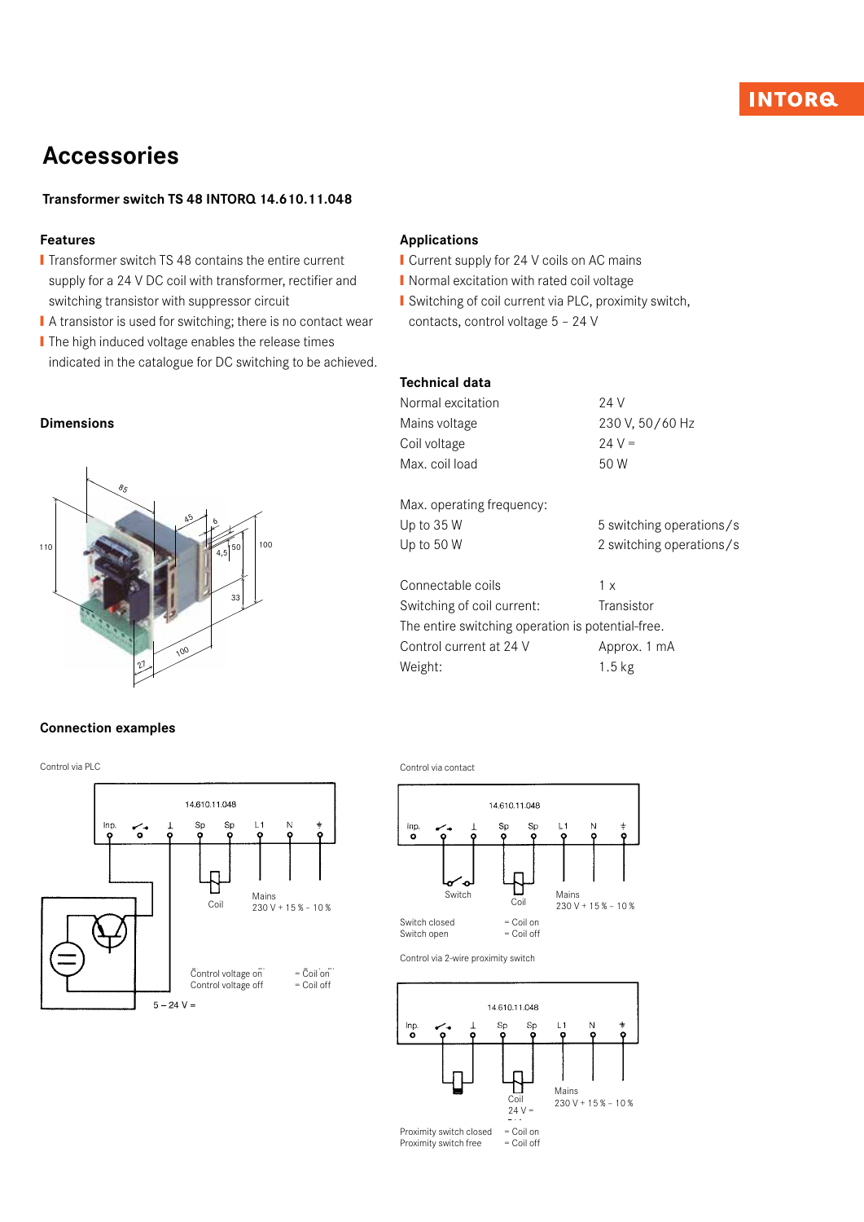# Accessories

**Transformer switch TS 48 INTORQ 14.610.11.048**

## Features

- Transformer switch TS 48 contains the entire current supply for a 24 V DC coil with transformer, rectifier and switching transistor with suppressor circuit
- A transistor is used for switching; there is no contact wear
- The high induced voltage enables the release times indicated in the catalogue for DC switching to be achieved.

## Applications

- Current supply for 24 V coils on AC mains
- Normal excitation with rated coil voltage
- Switching of coil current via PLC, proximity switch, contacts, control voltage 5 – 24 V

## Dimensions

## Technical data

| | |
|---|---|
| Normal excitation | 24 V |
| Mains voltage | 230 V, 50/60 Hz |
| Coil voltage | 24 V = |
| Max. coil load | 50 W |
| | |
| Max. operating frequency: | |
| Up to 35 W | 5 switching operations/s |
| Up to 50 W | 2 switching operations/s |
| | |
| Connectable coils | 1 x |
| Switching of coil current: | Transistor |
| The entire switching operation is potential-free. | |
| Control current at 24 V | Approx. 1 mA |
| Weight: | 1.5 kg |

## Connection examples

Control via PLC

Control voltage on = Coil on
Control voltage off = Coil off

Control via contact

Switch closed = Coil on
Switch open = Coil off

Control via 2-wire proximity switch

Proximity switch closed = Coil on
Proximity switch free = Coil off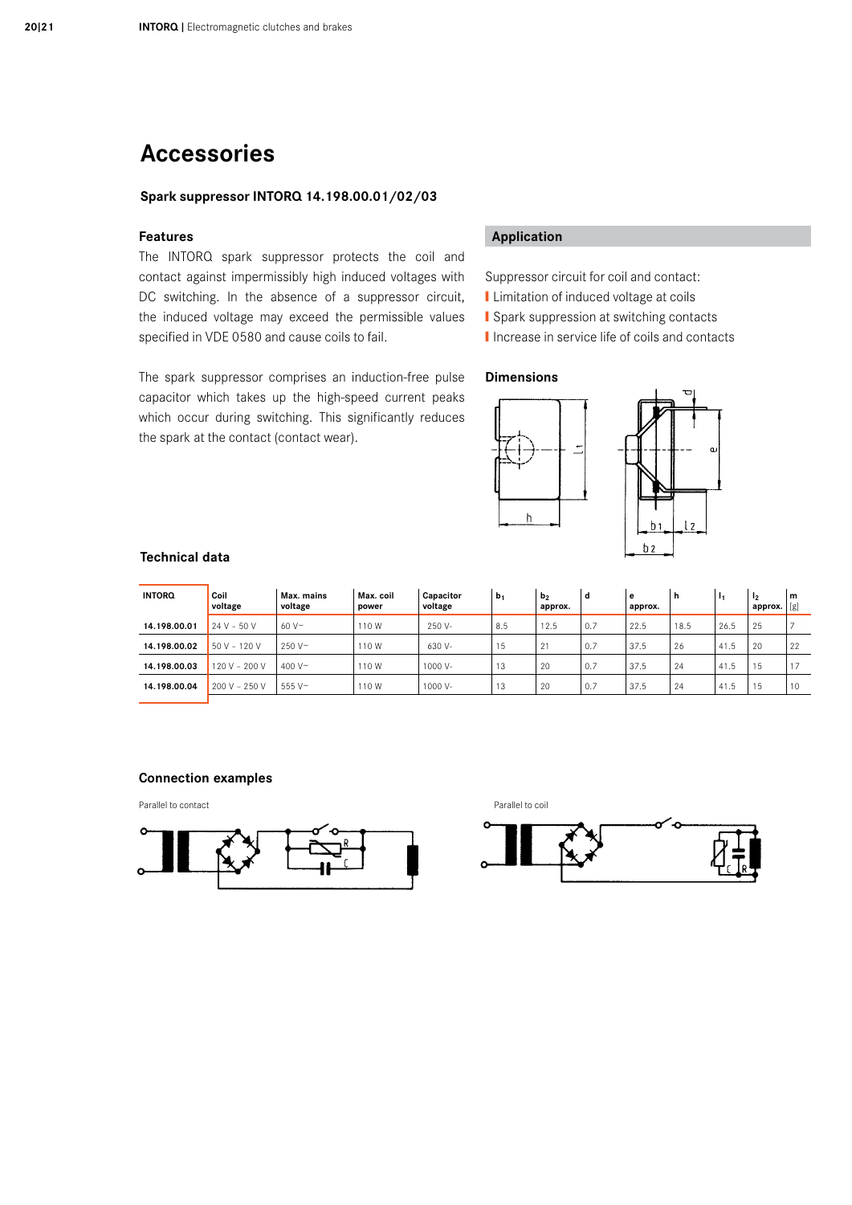# Accessories

### Spark suppressor INTORQ 14.198.00.01/02/03

#### Features

The INTORQ spark suppressor protects the coil and contact against impermissibly high induced voltages with DC switching. In the absence of a suppressor circuit, the induced voltage may exceed the permissible values specified in VDE 0580 and cause coils to fail.

The spark suppressor comprises an induction-free pulse capacitor which takes up the high-speed current peaks which occur during switching. This significantly reduces the spark at the contact (contact wear).

#### Application

Suppressor circuit for coil and contact:

- Limitation of induced voltage at coils
- Spark suppression at switching contacts
- Increase in service life of coils and contacts

#### Dimensions

#### Technical data

| INTORQ | Coil voltage | Max. mains voltage | Max. coil power | Capacitor voltage | $b_1$ | $b_2$ approx. | d | e approx. | h | $l_1$ | $l_2$ approx. | m [g] |
|---|---|---|---|---|---|---|---|---|---|---|---|---|
| **14.198.00.01** | 24 V – 50 V | 60 V~ | 110 W | 250 V- | 8.5 | 12.5 | 0.7 | 22.5 | 18.5 | 26.5 | 25 | 7 |
| **14.198.00.02** | 50 V – 120 V | 250 V~ | 110 W | 630 V- | 15 | 21 | 0.7 | 37.5 | 26 | 41.5 | 20 | 22 |
| **14.198.00.03** | 120 V – 200 V | 400 V~ | 110 W | 1000 V- | 13 | 20 | 0.7 | 37.5 | 24 | 41.5 | 15 | 17 |
| **14.198.00.04** | 200 V – 250 V | 555 V~ | 110 W | 1000 V- | 13 | 20 | 0.7 | 37.5 | 24 | 41.5 | 15 | 10 |

#### Connection examples

Parallel to contact

Parallel to coil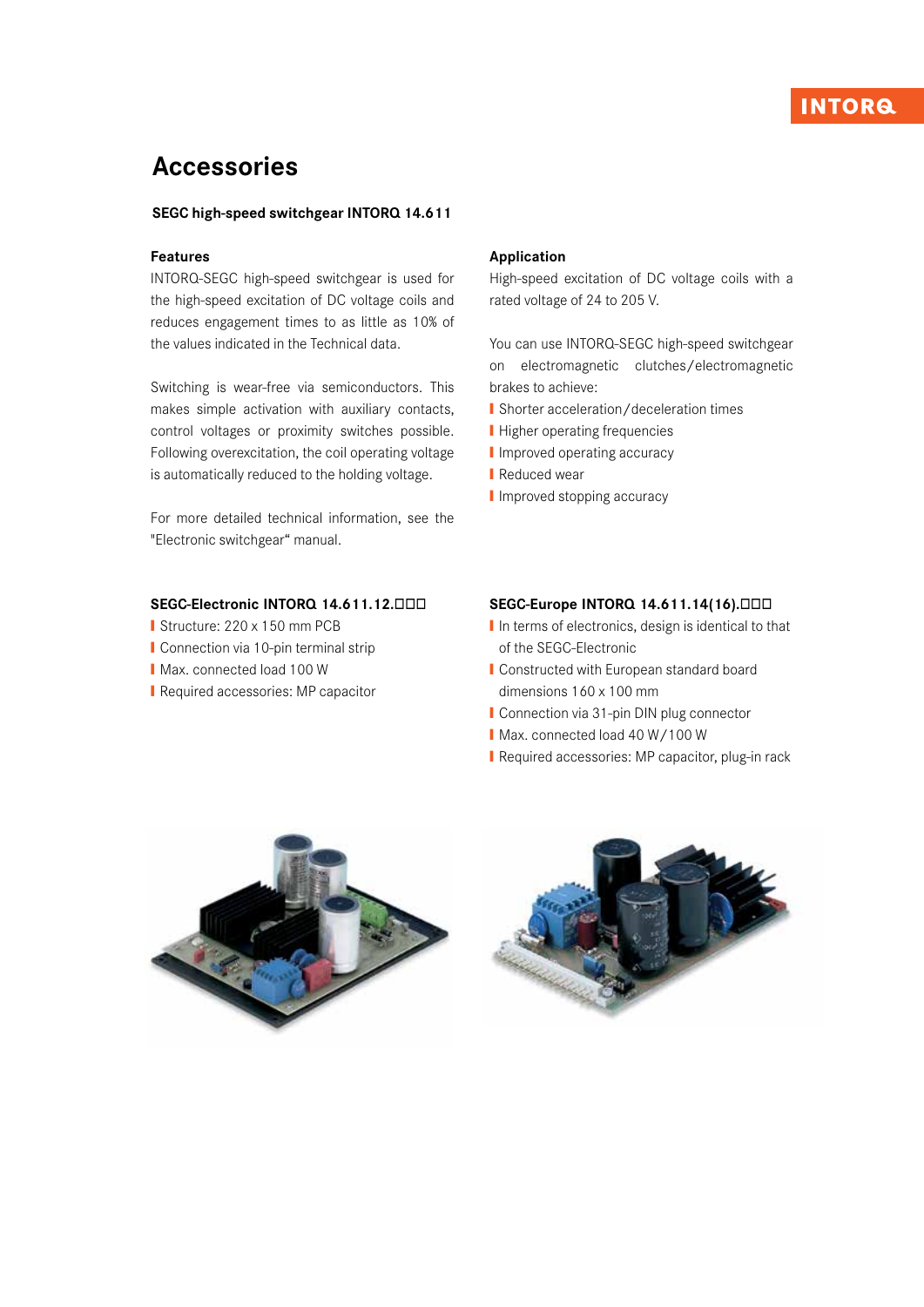# Accessories

### SEGC high-speed switchgear INTORQ 14.611

#### Features

INTORQ-SEGC high-speed switchgear is used for the high-speed excitation of DC voltage coils and reduces engagement times to as little as 10% of the values indicated in the Technical data.

Switching is wear-free via semiconductors. This makes simple activation with auxiliary contacts, control voltages or proximity switches possible. Following overexcitation, the coil operating voltage is automatically reduced to the holding voltage.

For more detailed technical information, see the "Electronic switchgear“ manual.

#### Application

High-speed excitation of DC voltage coils with a rated voltage of 24 to 205 V.

You can use INTORQ-SEGC high-speed switchgear on electromagnetic clutches/electromagnetic brakes to achieve:

- Shorter acceleration/deceleration times
- Higher operating frequencies
- Improved operating accuracy
- Reduced wear
- Improved stopping accuracy

#### SEGC-Electronic INTORQ 14.611.12.□□□

- Structure: 220 x 150 mm PCB
- Connection via 10-pin terminal strip
- Max. connected load 100 W
- Required accessories: MP capacitor

#### SEGC-Europe INTORQ 14.611.14(16).□□□

- In terms of electronics, design is identical to that of the SEGC-Electronic
- Constructed with European standard board dimensions 160 x 100 mm
- Connection via 31-pin DIN plug connector
- Max. connected load 40 W/100 W
- Required accessories: MP capacitor, plug-in rack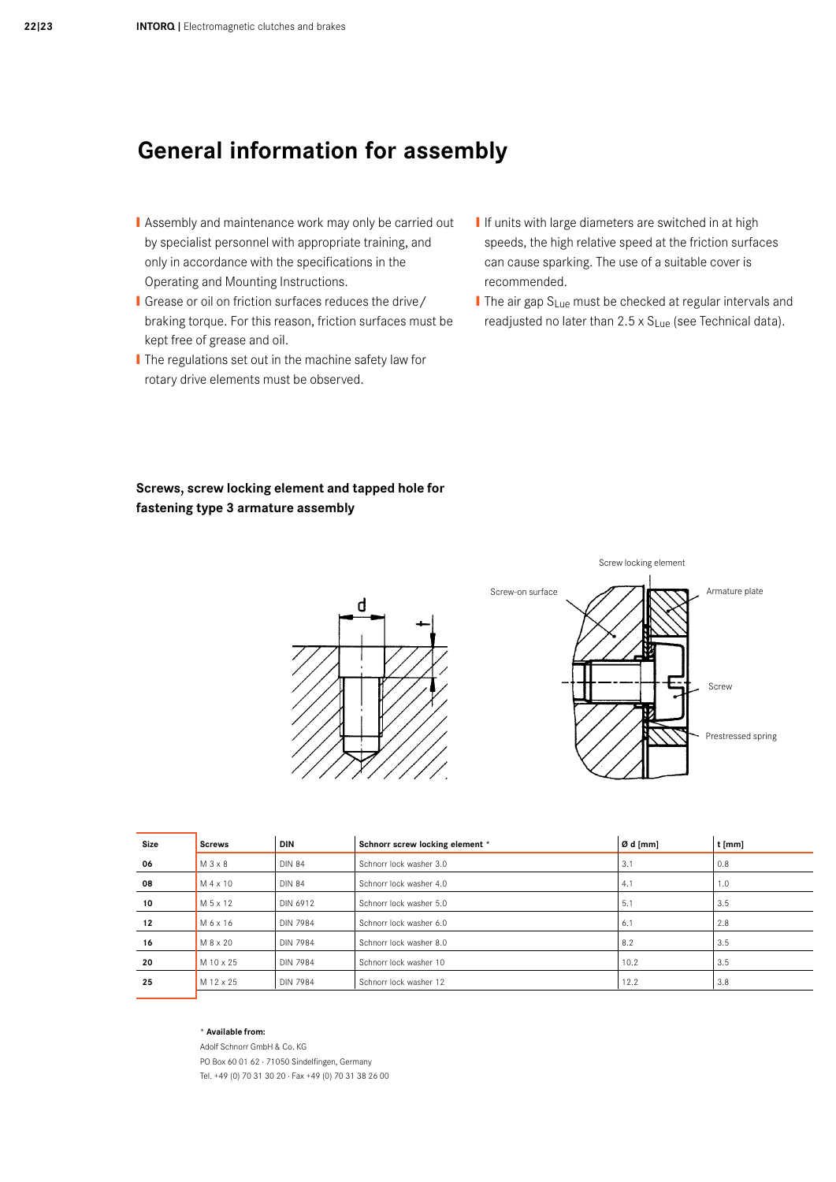# General information for assembly

- Assembly and maintenance work may only be carried out by specialist personnel with appropriate training, and only in accordance with the specifications in the Operating and Mounting Instructions.
- Grease or oil on friction surfaces reduces the drive/braking torque. For this reason, friction surfaces must be kept free of grease and oil.
- The regulations set out in the machine safety law for rotary drive elements must be observed.
- If units with large diameters are switched in at high speeds, the high relative speed at the friction surfaces can cause sparking. The use of a suitable cover is recommended.
- The air gap $S_{Lue}$ must be checked at regular intervals and readjusted no later than 2.5 x $S_{Lue}$ (see Technical data).

### Screws, screw locking element and tapped hole for fastening type 3 armature assembly

d

t

Screw locking element

Screw-on surface

Armature plate

Screw

Prestressed spring

| Size | Screws | DIN | Schnorr screw locking element * | Ø d [mm] | t [mm] |
|---|---|---|---|---|---|
| 06 | M 3 x 8 | DIN 84 | Schnorr lock washer 3.0 | 3.1 | 0.8 |
| 08 | M 4 x 10 | DIN 84 | Schnorr lock washer 4.0 | 4.1 | 1.0 |
| 10 | M 5 x 12 | DIN 6912 | Schnorr lock washer 5.0 | 5.1 | 3.5 |
| 12 | M 6 x 16 | DIN 7984 | Schnorr lock washer 6.0 | 6.1 | 2.8 |
| 16 | M 8 x 20 | DIN 7984 | Schnorr lock washer 8.0 | 8.2 | 3.5 |
| 20 | M 10 x 25 | DIN 7984 | Schnorr lock washer 10 | 10.2 | 3.5 |
| 25 | M 12 x 25 | DIN 7984 | Schnorr lock washer 12 | 12.2 | 3.8 |

* **Available from:**
Adolf Schnorr GmbH & Co. KG
PO Box 60 01 62 · 71050 Sindelfingen, Germany
Tel. +49 (0) 70 31 30 20 · Fax +49 (0) 70 31 38 26 00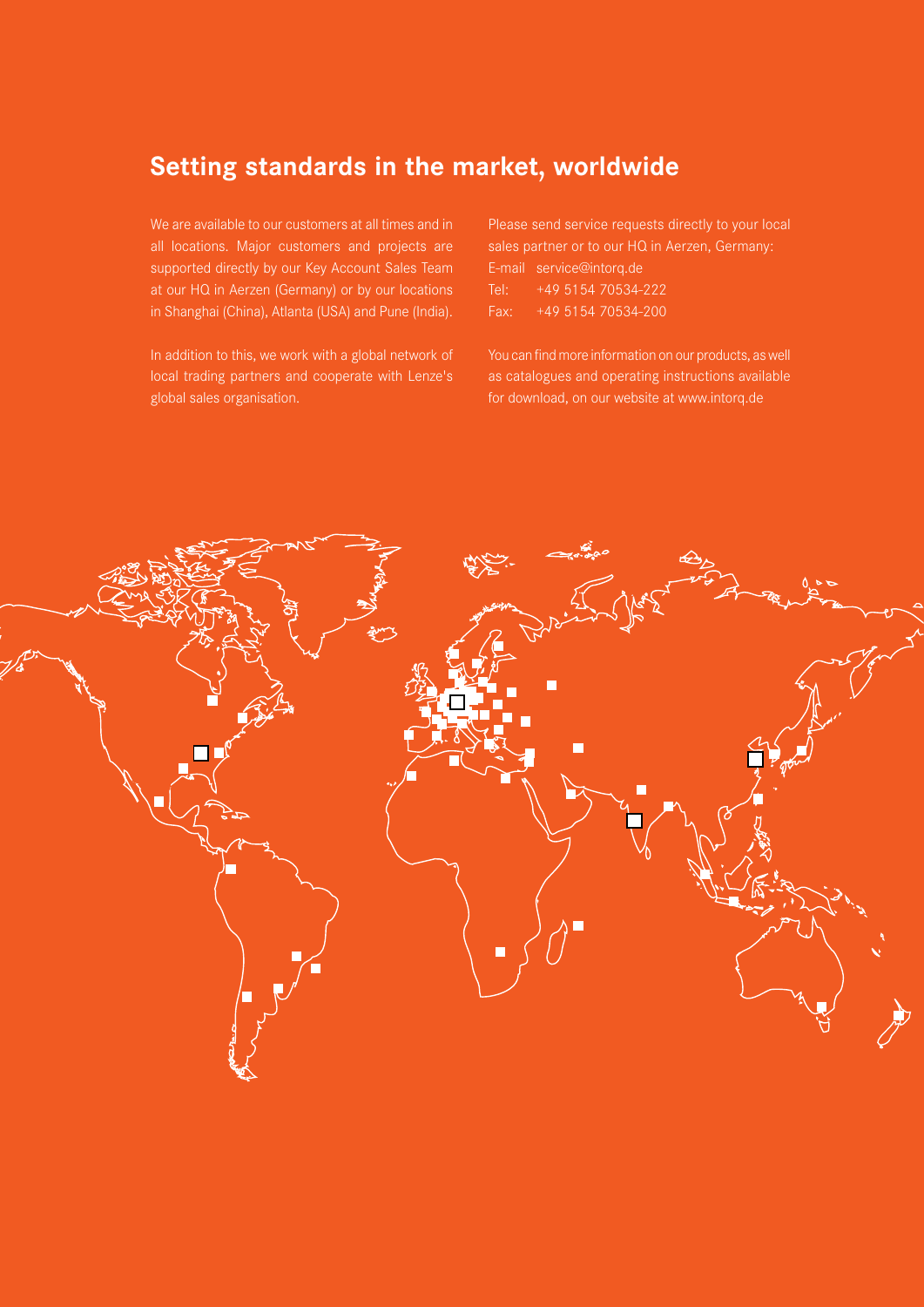## Setting standards in the market, worldwide

We are available to our customers at all times and in all locations. Major customers and projects are supported directly by our Key Account Sales Team at our HQ in Aerzen (Germany) or by our locations in Shanghai (China), Atlanta (USA) and Pune (India).

In addition to this, we work with a global network of local trading partners and cooperate with Lenze's global sales organisation.

Please send service requests directly to your local sales partner or to our HQ in Aerzen, Germany:

E-mail service@intorq.de
Tel: +49 5154 70534-222
Fax: +49 5154 70534-200

You can find more information on our products, as well as catalogues and operating instructions available for download, on our website at www.intorq.de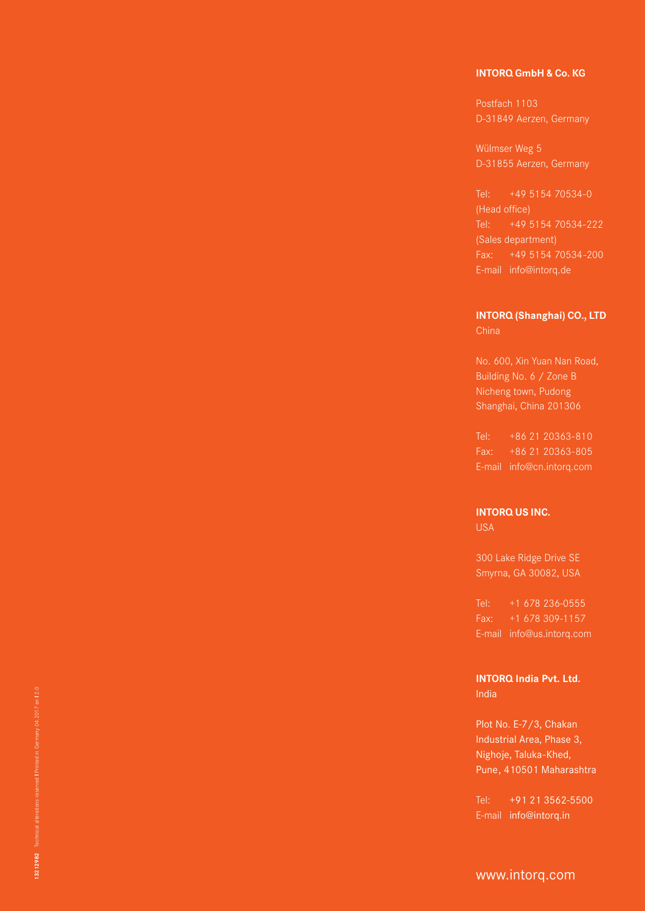**INTORQ GmbH & Co. KG**

Postfach 1103
D-31849 Aerzen, Germany

Wülmser Weg 5
D-31855 Aerzen, Germany

Tel: +49 5154 70534-0
(Head office)
Tel: +49 5154 70534-222
(Sales department)
Fax: +49 5154 70534-200
E-mail info@intorq.de

**INTORQ (Shanghai) CO., LTD**
China

No. 600, Xin Yuan Nan Road,
Building No. 6 / Zone B
Nicheng town, Pudong
Shanghai, China 201306

Tel: +86 21 20363-810
Fax: +86 21 20363-805
E-mail info@cn.intorq.com

**INTORQ US INC.**
USA

300 Lake Ridge Drive SE
Smyrna, GA 30082, USA

Tel: +1 678 236-0555
Fax: +1 678 309-1157
E-mail info@us.intorq.com

**INTORQ India Pvt. Ltd.**
India

Plot No. E-7/3, Chakan
Industrial Area, Phase 3,
Nighoje, Taluka-Khed,
Pune, 410501 Maharashtra

Tel: +91 21 3562-5500
E-mail info@intorq.in

www.intorq.com

13212982 Technical alterations reserved | Printed in Germany 04.2017 en | 2.0